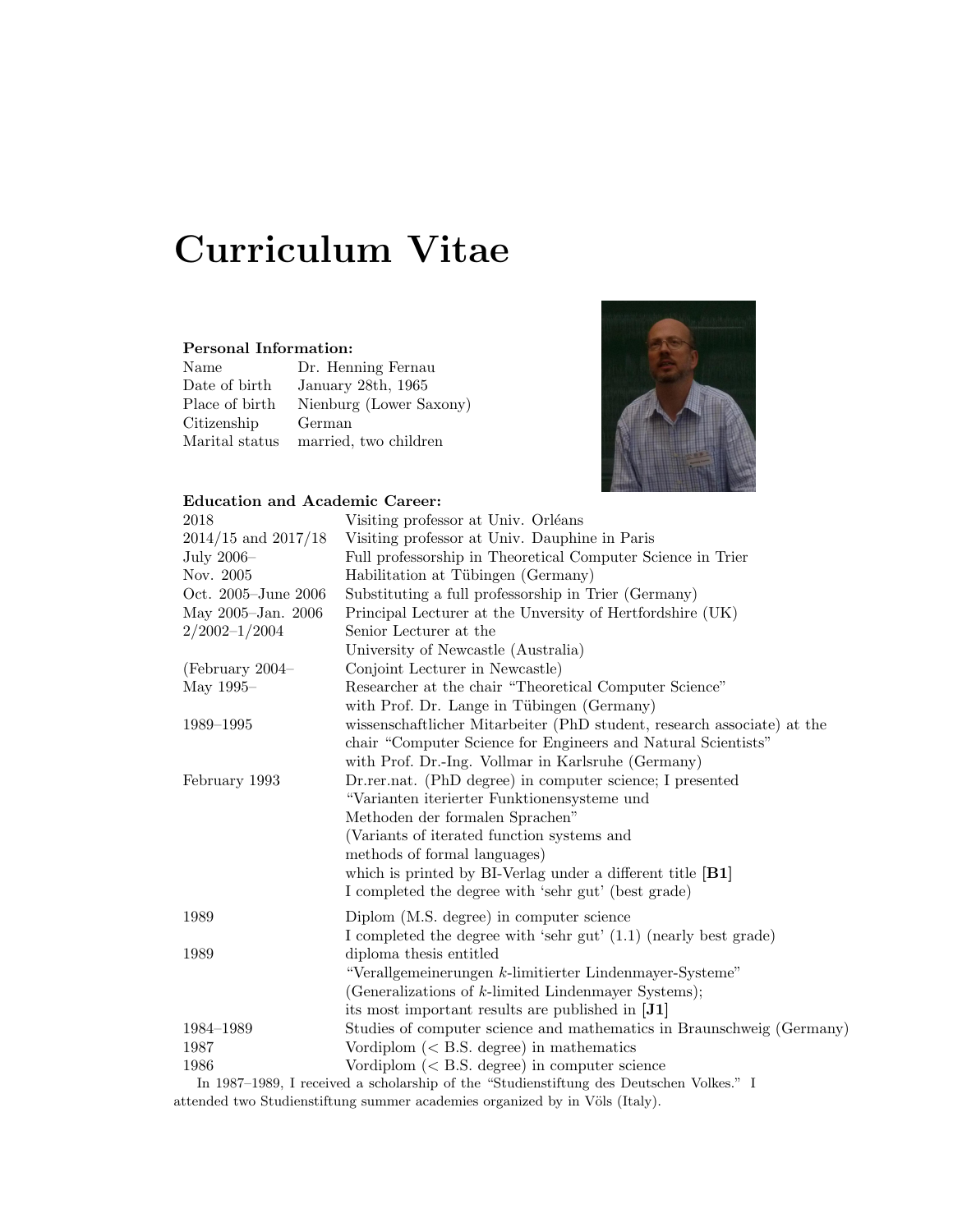# Curriculum Vitae

**Personal Information:**

| | |
|---|---|
| Name | Dr. Henning Fernau |
| Date of birth | January 28th, 1965 |
| Place of birth | Nienburg (Lower Saxony) |
| Citizenship | German |
| Marital status | married, two children |

**Education and Academic Career:**

| | |
|---|---|
| 2018 | Visiting professor at Univ. Orléans |
| 2014/15 and 2017/18 | Visiting professor at Univ. Dauphine in Paris |
| July 2006– | Full professorship in Theoretical Computer Science in Trier |
| Nov. 2005 | Habilitation at Tübingen (Germany) |
| Oct. 2005–June 2006 | Substituting a full professorship in Trier (Germany) |
| May 2005–Jan. 2006 | Principal Lecturer at the Unversity of Hertfordshire (UK) |
| 2/2002–1/2004 | Senior Lecturer at the University of Newcastle (Australia) |
| (February 2004– | Conjoint Lecturer in Newcastle) |
| May 1995– | Researcher at the chair "Theoretical Computer Science" with Prof. Dr. Lange in Tübingen (Germany) |
| 1989–1995 | wissenschaftlicher Mitarbeiter (PhD student, research associate) at the chair "Computer Science for Engineers and Natural Scientists" with Prof. Dr.-Ing. Vollmar in Karlsruhe (Germany) |
| February 1993 | Dr.rer.nat. (PhD degree) in computer science; I presented "Varianten iterierter Funktionensysteme und Methoden der formalen Sprachen" (Variants of iterated function systems and methods of formal languages) which is printed by BI-Verlag under a different title **[B1]** I completed the degree with 'sehr gut' (best grade) |
| 1989 | Diplom (M.S. degree) in computer science I completed the degree with 'sehr gut' (1.1) (nearly best grade) |
| 1989 | diploma thesis entitled "Verallgemeinerungen $k$-limitierter Lindenmayer-Systeme" (Generalizations of $k$-limited Lindenmayer Systems); its most important results are published in **[J1]** |
| 1984–1989 | Studies of computer science and mathematics in Braunschweig (Germany) |
| 1987 | Vordiplom (< B.S. degree) in mathematics |
| 1986 | Vordiplom (< B.S. degree) in computer science |

In 1987–1989, I received a scholarship of the "Studienstiftung des Deutschen Volkes." I attended two Studienstiftung summer academies organized by in Völs (Italy).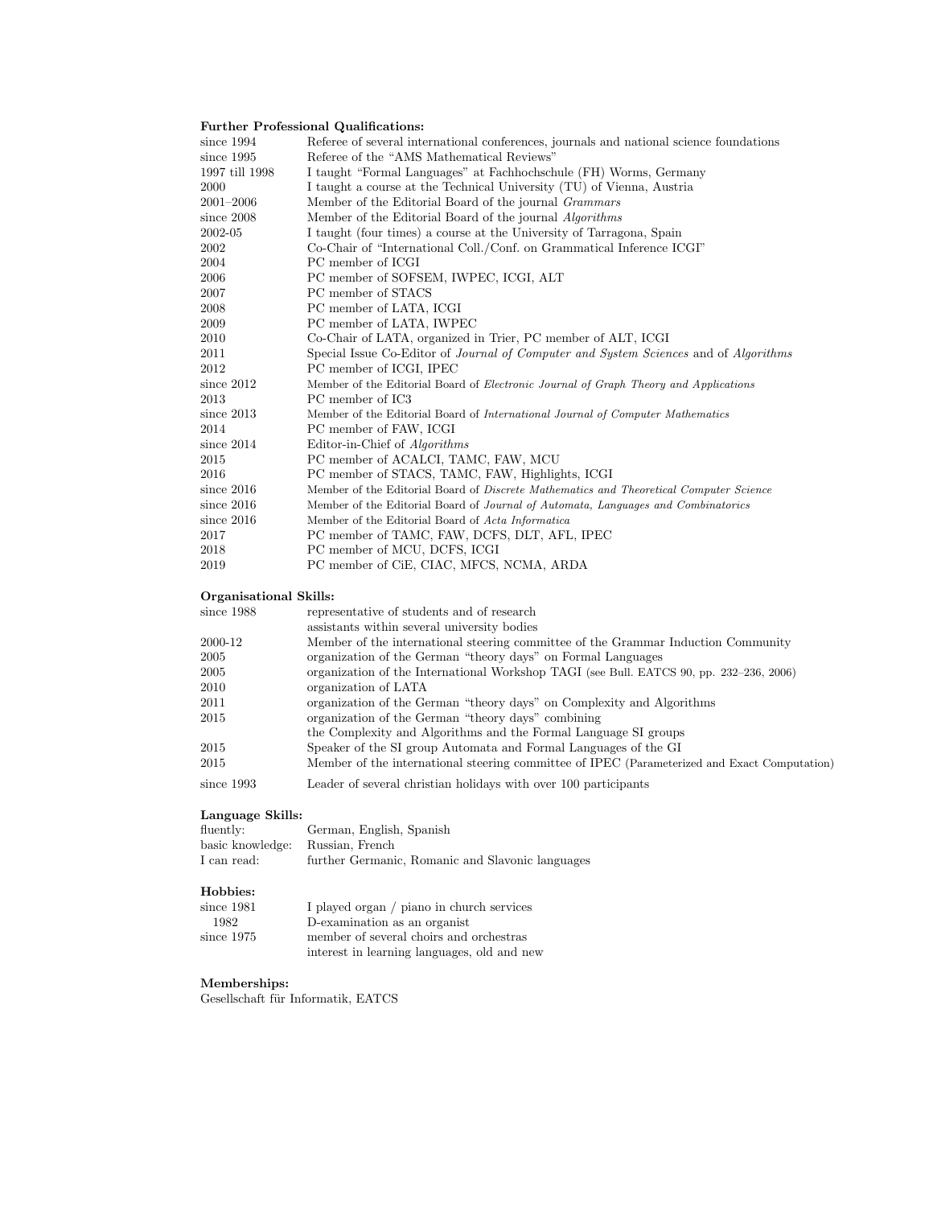### Further Professional Qualifications:

| | |
|---|---|
| since 1994 | Referee of several international conferences, journals and national science foundations |
| since 1995 | Referee of the "AMS Mathematical Reviews" |
| 1997 till 1998 | I taught "Formal Languages" at Fachhochschule (FH) Worms, Germany |
| 2000 | I taught a course at the Technical University (TU) of Vienna, Austria |
| 2001–2006 | Member of the Editorial Board of the journal *Grammars* |
| since 2008 | Member of the Editorial Board of the journal *Algorithms* |
| 2002-05 | I taught (four times) a course at the University of Tarragona, Spain |
| 2002 | Co-Chair of "International Coll./Conf. on Grammatical Inference ICGI" |
| 2004 | PC member of ICGI |
| 2006 | PC member of SOFSEM, IWPEC, ICGI, ALT |
| 2007 | PC member of STACS |
| 2008 | PC member of LATA, ICGI |
| 2009 | PC member of LATA, IWPEC |
| 2010 | Co-Chair of LATA, organized in Trier, PC member of ALT, ICGI |
| 2011 | Special Issue Co-Editor of *Journal of Computer and System Sciences* and of *Algorithms* |
| 2012 | PC member of ICGI, IPEC |
| since 2012 | Member of the Editorial Board of *Electronic Journal of Graph Theory and Applications* |
| 2013 | PC member of IC3 |
| since 2013 | Member of the Editorial Board of *International Journal of Computer Mathematics* |
| 2014 | PC member of FAW, ICGI |
| since 2014 | Editor-in-Chief of *Algorithms* |
| 2015 | PC member of ACALCI, TAMC, FAW, MCU |
| 2016 | PC member of STACS, TAMC, FAW, Highlights, ICGI |
| since 2016 | Member of the Editorial Board of *Discrete Mathematics and Theoretical Computer Science* |
| since 2016 | Member of the Editorial Board of *Journal of Automata, Languages and Combinatorics* |
| since 2016 | Member of the Editorial Board of *Acta Informatica* |
| 2017 | PC member of TAMC, FAW, DCFS, DLT, AFL, IPEC |
| 2018 | PC member of MCU, DCFS, ICGI |
| 2019 | PC member of CiE, CIAC, MFCS, NCMA, ARDA |

### Organisational Skills:

| | |
|---|---|
| since 1988 | representative of students and of research assistants within several university bodies |
| 2000-12 | Member of the international steering committee of the Grammar Induction Community |
| 2005 | organization of the German "theory days" on Formal Languages |
| 2005 | organization of the International Workshop TAGI (see Bull. EATCS 90, pp. 232–236, 2006) |
| 2010 | organization of LATA |
| 2011 | organization of the German "theory days" on Complexity and Algorithms |
| 2015 | organization of the German "theory days" combining the Complexity and Algorithms and the Formal Language SI groups |
| 2015 | Speaker of the SI group Automata and Formal Languages of the GI |
| 2015 | Member of the international steering committee of IPEC (Parameterized and Exact Computation) |
| since 1993 | Leader of several christian holidays with over 100 participants |

### Language Skills:

| | |
|---|---|
| fluently: | German, English, Spanish |
| basic knowledge: | Russian, French |
| I can read: | further Germanic, Romanic and Slavonic languages |

### Hobbies:

| | |
|---|---|
| since 1981 | I played organ / piano in church services |
| 1982 | D-examination as an organist |
| since 1975 | member of several choirs and orchestras |
| | interest in learning languages, old and new |

### Memberships:

Gesellschaft für Informatik, EATCS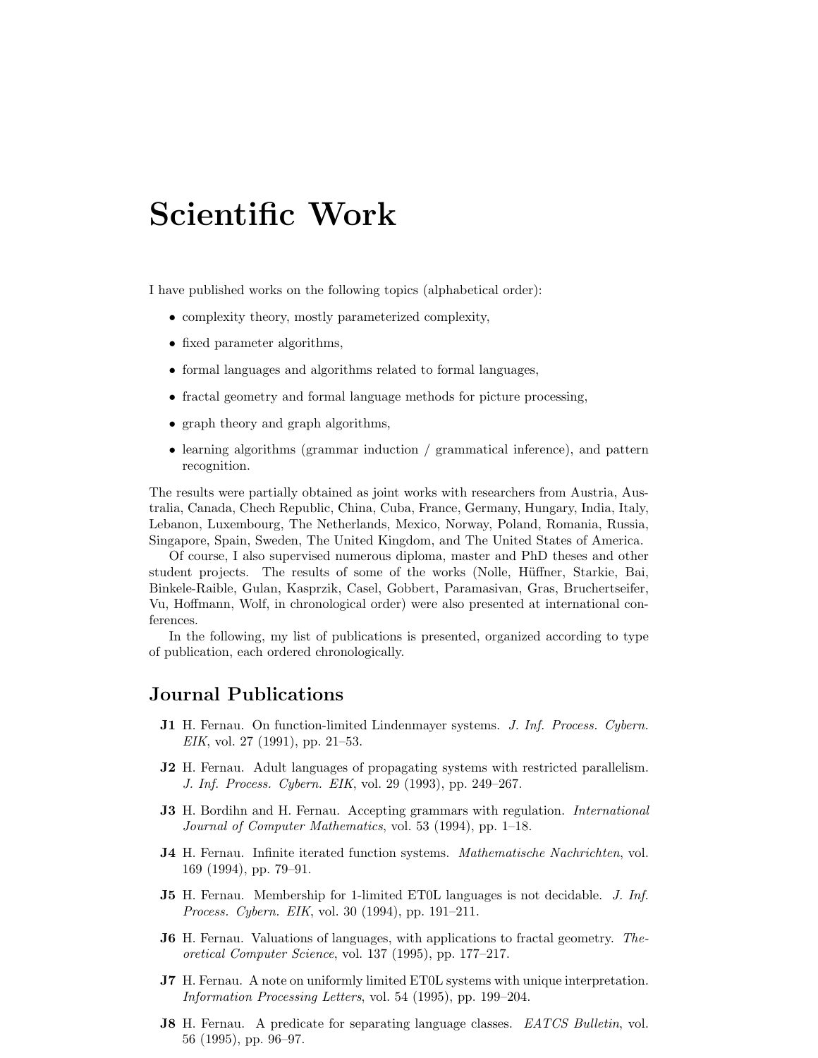# Scientific Work

I have published works on the following topics (alphabetical order):

- complexity theory, mostly parameterized complexity,
- fixed parameter algorithms,
- formal languages and algorithms related to formal languages,
- fractal geometry and formal language methods for picture processing,
- graph theory and graph algorithms,
- learning algorithms (grammar induction / grammatical inference), and pattern recognition.

The results were partially obtained as joint works with researchers from Austria, Australia, Canada, Chech Republic, China, Cuba, France, Germany, Hungary, India, Italy, Lebanon, Luxembourg, The Netherlands, Mexico, Norway, Poland, Romania, Russia, Singapore, Spain, Sweden, The United Kingdom, and The United States of America.

Of course, I also supervised numerous diploma, master and PhD theses and other student projects. The results of some of the works (Nolle, Hüffner, Starkie, Bai, Binkele-Raible, Gulan, Kasprzik, Casel, Gobbert, Paramasivan, Gras, Bruchertseifer, Vu, Hoffmann, Wolf, in chronological order) were also presented at international conferences.

In the following, my list of publications is presented, organized according to type of publication, each ordered chronologically.

## Journal Publications

**J1** H. Fernau. On function-limited Lindenmayer systems. *J. Inf. Process. Cybern. EIK*, vol. 27 (1991), pp. 21–53.

**J2** H. Fernau. Adult languages of propagating systems with restricted parallelism. *J. Inf. Process. Cybern. EIK*, vol. 29 (1993), pp. 249–267.

**J3** H. Bordihn and H. Fernau. Accepting grammars with regulation. *International Journal of Computer Mathematics*, vol. 53 (1994), pp. 1–18.

**J4** H. Fernau. Infinite iterated function systems. *Mathematische Nachrichten*, vol. 169 (1994), pp. 79–91.

**J5** H. Fernau. Membership for 1-limited ET0L languages is not decidable. *J. Inf. Process. Cybern. EIK*, vol. 30 (1994), pp. 191–211.

**J6** H. Fernau. Valuations of languages, with applications to fractal geometry. *Theoretical Computer Science*, vol. 137 (1995), pp. 177–217.

**J7** H. Fernau. A note on uniformly limited ET0L systems with unique interpretation. *Information Processing Letters*, vol. 54 (1995), pp. 199–204.

**J8** H. Fernau. A predicate for separating language classes. *EATCS Bulletin*, vol. 56 (1995), pp. 96–97.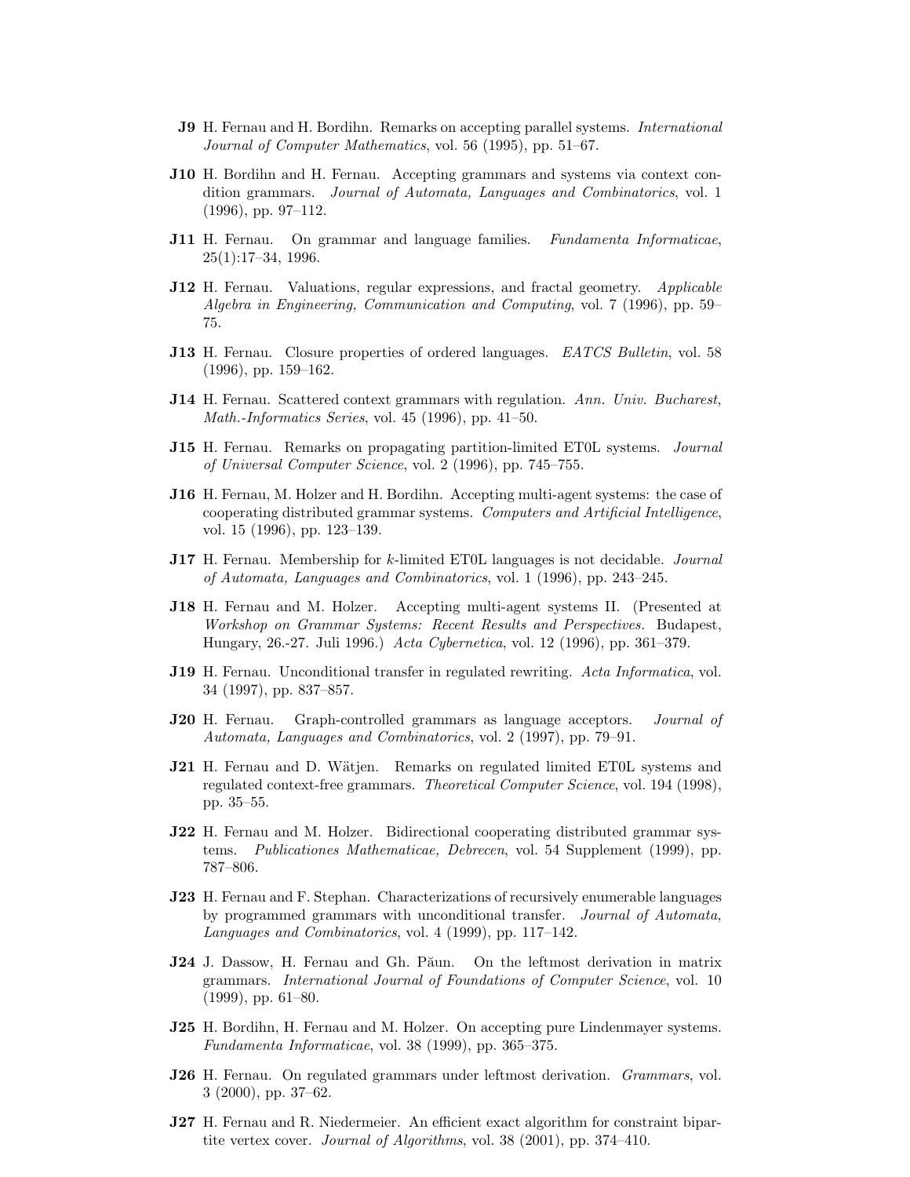**J9** H. Fernau and H. Bordihn. Remarks on accepting parallel systems. *International Journal of Computer Mathematics*, vol. 56 (1995), pp. 51–67.

**J10** H. Bordihn and H. Fernau. Accepting grammars and systems via context condition grammars. *Journal of Automata, Languages and Combinatorics*, vol. 1 (1996), pp. 97–112.

**J11** H. Fernau. On grammar and language families. *Fundamenta Informaticae*, 25(1):17–34, 1996.

**J12** H. Fernau. Valuations, regular expressions, and fractal geometry. *Applicable Algebra in Engineering, Communication and Computing*, vol. 7 (1996), pp. 59–75.

**J13** H. Fernau. Closure properties of ordered languages. *EATCS Bulletin*, vol. 58 (1996), pp. 159–162.

**J14** H. Fernau. Scattered context grammars with regulation. *Ann. Univ. Bucharest, Math.-Informatics Series*, vol. 45 (1996), pp. 41–50.

**J15** H. Fernau. Remarks on propagating partition-limited ET0L systems. *Journal of Universal Computer Science*, vol. 2 (1996), pp. 745–755.

**J16** H. Fernau, M. Holzer and H. Bordihn. Accepting multi-agent systems: the case of cooperating distributed grammar systems. *Computers and Artificial Intelligence*, vol. 15 (1996), pp. 123–139.

**J17** H. Fernau. Membership for $k$-limited ET0L languages is not decidable. *Journal of Automata, Languages and Combinatorics*, vol. 1 (1996), pp. 243–245.

**J18** H. Fernau and M. Holzer. Accepting multi-agent systems II. (Presented at *Workshop on Grammar Systems: Recent Results and Perspectives.* Budapest, Hungary, 26.-27. Juli 1996.) *Acta Cybernetica*, vol. 12 (1996), pp. 361–379.

**J19** H. Fernau. Unconditional transfer in regulated rewriting. *Acta Informatica*, vol. 34 (1997), pp. 837–857.

**J20** H. Fernau. Graph-controlled grammars as language acceptors. *Journal of Automata, Languages and Combinatorics*, vol. 2 (1997), pp. 79–91.

**J21** H. Fernau and D. Wätjen. Remarks on regulated limited ET0L systems and regulated context-free grammars. *Theoretical Computer Science*, vol. 194 (1998), pp. 35–55.

**J22** H. Fernau and M. Holzer. Bidirectional cooperating distributed grammar systems. *Publicationes Mathematicae, Debrecen*, vol. 54 Supplement (1999), pp. 787–806.

**J23** H. Fernau and F. Stephan. Characterizations of recursively enumerable languages by programmed grammars with unconditional transfer. *Journal of Automata, Languages and Combinatorics*, vol. 4 (1999), pp. 117–142.

**J24** J. Dassow, H. Fernau and Gh. Păun. On the leftmost derivation in matrix grammars. *International Journal of Foundations of Computer Science*, vol. 10 (1999), pp. 61–80.

**J25** H. Bordihn, H. Fernau and M. Holzer. On accepting pure Lindenmayer systems. *Fundamenta Informaticae*, vol. 38 (1999), pp. 365–375.

**J26** H. Fernau. On regulated grammars under leftmost derivation. *Grammars*, vol. 3 (2000), pp. 37–62.

**J27** H. Fernau and R. Niedermeier. An efficient exact algorithm for constraint bipartite vertex cover. *Journal of Algorithms*, vol. 38 (2001), pp. 374–410.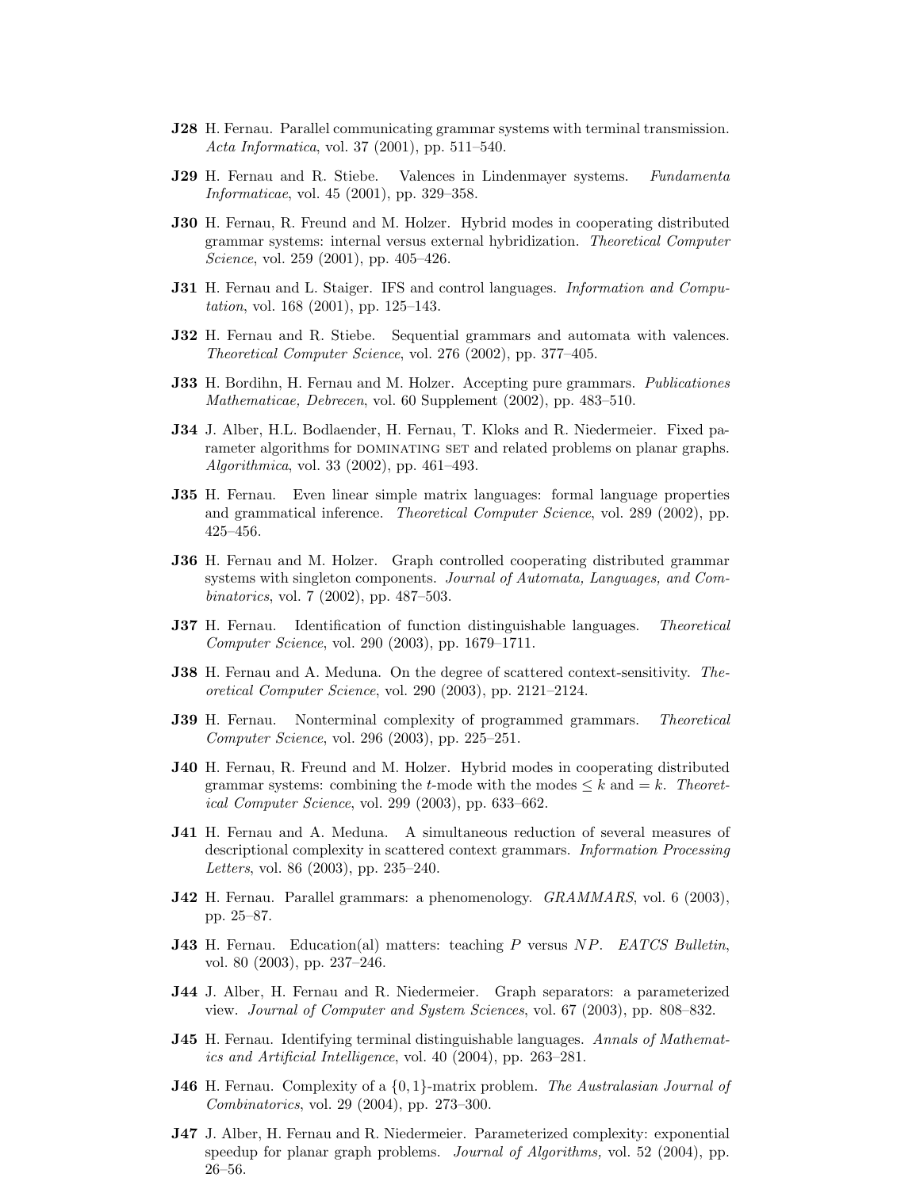**J28** H. Fernau. Parallel communicating grammar systems with terminal transmission. *Acta Informatica*, vol. 37 (2001), pp. 511–540.

**J29** H. Fernau and R. Stiebe. Valences in Lindenmayer systems. *Fundamenta Informaticae*, vol. 45 (2001), pp. 329–358.

**J30** H. Fernau, R. Freund and M. Holzer. Hybrid modes in cooperating distributed grammar systems: internal versus external hybridization. *Theoretical Computer Science*, vol. 259 (2001), pp. 405–426.

**J31** H. Fernau and L. Staiger. IFS and control languages. *Information and Computation*, vol. 168 (2001), pp. 125–143.

**J32** H. Fernau and R. Stiebe. Sequential grammars and automata with valences. *Theoretical Computer Science*, vol. 276 (2002), pp. 377–405.

**J33** H. Bordihn, H. Fernau and M. Holzer. Accepting pure grammars. *Publicationes Mathematicae, Debrecen*, vol. 60 Supplement (2002), pp. 483–510.

**J34** J. Alber, H.L. Bodlaender, H. Fernau, T. Kloks and R. Niedermeier. Fixed parameter algorithms for DOMINATING SET and related problems on planar graphs. *Algorithmica*, vol. 33 (2002), pp. 461–493.

**J35** H. Fernau. Even linear simple matrix languages: formal language properties and grammatical inference. *Theoretical Computer Science*, vol. 289 (2002), pp. 425–456.

**J36** H. Fernau and M. Holzer. Graph controlled cooperating distributed grammar systems with singleton components. *Journal of Automata, Languages, and Combinatorics*, vol. 7 (2002), pp. 487–503.

**J37** H. Fernau. Identification of function distinguishable languages. *Theoretical Computer Science*, vol. 290 (2003), pp. 1679–1711.

**J38** H. Fernau and A. Meduna. On the degree of scattered context-sensitivity. *Theoretical Computer Science*, vol. 290 (2003), pp. 2121–2124.

**J39** H. Fernau. Nonterminal complexity of programmed grammars. *Theoretical Computer Science*, vol. 296 (2003), pp. 225–251.

**J40** H. Fernau, R. Freund and M. Holzer. Hybrid modes in cooperating distributed grammar systems: combining the $t$-mode with the modes $\leq k$ and $= k$. *Theoretical Computer Science*, vol. 299 (2003), pp. 633–662.

**J41** H. Fernau and A. Meduna. A simultaneous reduction of several measures of descriptional complexity in scattered context grammars. *Information Processing Letters*, vol. 86 (2003), pp. 235–240.

**J42** H. Fernau. Parallel grammars: a phenomenology. *GRAMMARS*, vol. 6 (2003), pp. 25–87.

**J43** H. Fernau. Education(al) matters: teaching $P$ versus $NP$. *EATCS Bulletin*, vol. 80 (2003), pp. 237–246.

**J44** J. Alber, H. Fernau and R. Niedermeier. Graph separators: a parameterized view. *Journal of Computer and System Sciences*, vol. 67 (2003), pp. 808–832.

**J45** H. Fernau. Identifying terminal distinguishable languages. *Annals of Mathematics and Artificial Intelligence*, vol. 40 (2004), pp. 263–281.

**J46** H. Fernau. Complexity of a $\{0,1\}$-matrix problem. *The Australasian Journal of Combinatorics*, vol. 29 (2004), pp. 273–300.

**J47** J. Alber, H. Fernau and R. Niedermeier. Parameterized complexity: exponential speedup for planar graph problems. *Journal of Algorithms,* vol. 52 (2004), pp. 26–56.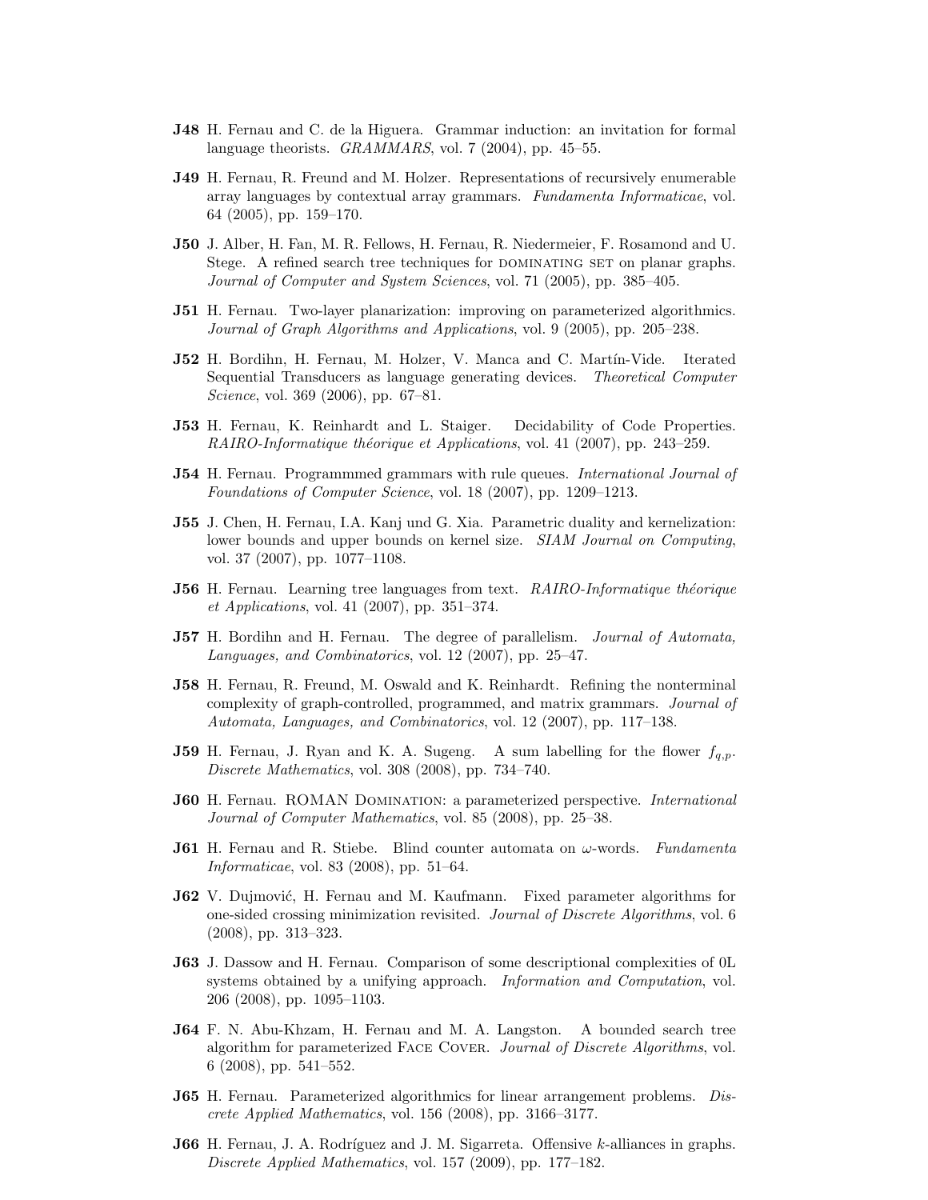**J48** H. Fernau and C. de la Higuera. Grammar induction: an invitation for formal language theorists. *GRAMMARS*, vol. 7 (2004), pp. 45–55.

**J49** H. Fernau, R. Freund and M. Holzer. Representations of recursively enumerable array languages by contextual array grammars. *Fundamenta Informaticae*, vol. 64 (2005), pp. 159–170.

**J50** J. Alber, H. Fan, M. R. Fellows, H. Fernau, R. Niedermeier, F. Rosamond and U. Stege. A refined search tree techniques for DOMINATING SET on planar graphs. *Journal of Computer and System Sciences*, vol. 71 (2005), pp. 385–405.

**J51** H. Fernau. Two-layer planarization: improving on parameterized algorithmics. *Journal of Graph Algorithms and Applications*, vol. 9 (2005), pp. 205–238.

**J52** H. Bordihn, H. Fernau, M. Holzer, V. Manca and C. Martín-Vide. Iterated Sequential Transducers as language generating devices. *Theoretical Computer Science*, vol. 369 (2006), pp. 67–81.

**J53** H. Fernau, K. Reinhardt and L. Staiger. Decidability of Code Properties. *RAIRO-Informatique théorique et Applications*, vol. 41 (2007), pp. 243–259.

**J54** H. Fernau. Programmmed grammars with rule queues. *International Journal of Foundations of Computer Science*, vol. 18 (2007), pp. 1209–1213.

**J55** J. Chen, H. Fernau, I.A. Kanj und G. Xia. Parametric duality and kernelization: lower bounds and upper bounds on kernel size. *SIAM Journal on Computing*, vol. 37 (2007), pp. 1077–1108.

**J56** H. Fernau. Learning tree languages from text. *RAIRO-Informatique théorique et Applications*, vol. 41 (2007), pp. 351–374.

**J57** H. Bordihn and H. Fernau. The degree of parallelism. *Journal of Automata, Languages, and Combinatorics*, vol. 12 (2007), pp. 25–47.

**J58** H. Fernau, R. Freund, M. Oswald and K. Reinhardt. Refining the nonterminal complexity of graph-controlled, programmed, and matrix grammars. *Journal of Automata, Languages, and Combinatorics*, vol. 12 (2007), pp. 117–138.

**J59** H. Fernau, J. Ryan and K. A. Sugeng. A sum labelling for the flower $f_{q,p}$. *Discrete Mathematics*, vol. 308 (2008), pp. 734–740.

**J60** H. Fernau. ROMAN DOMINATION: a parameterized perspective. *International Journal of Computer Mathematics*, vol. 85 (2008), pp. 25–38.

**J61** H. Fernau and R. Stiebe. Blind counter automata on $\omega$-words. *Fundamenta Informaticae*, vol. 83 (2008), pp. 51–64.

**J62** V. Dujmović, H. Fernau and M. Kaufmann. Fixed parameter algorithms for one-sided crossing minimization revisited. *Journal of Discrete Algorithms*, vol. 6 (2008), pp. 313–323.

**J63** J. Dassow and H. Fernau. Comparison of some descriptional complexities of 0L systems obtained by a unifying approach. *Information and Computation*, vol. 206 (2008), pp. 1095–1103.

**J64** F. N. Abu-Khzam, H. Fernau and M. A. Langston. A bounded search tree algorithm for parameterized FACE COVER. *Journal of Discrete Algorithms*, vol. 6 (2008), pp. 541–552.

**J65** H. Fernau. Parameterized algorithmics for linear arrangement problems. *Discrete Applied Mathematics*, vol. 156 (2008), pp. 3166–3177.

**J66** H. Fernau, J. A. Rodríguez and J. M. Sigarreta. Offensive $k$-alliances in graphs. *Discrete Applied Mathematics*, vol. 157 (2009), pp. 177–182.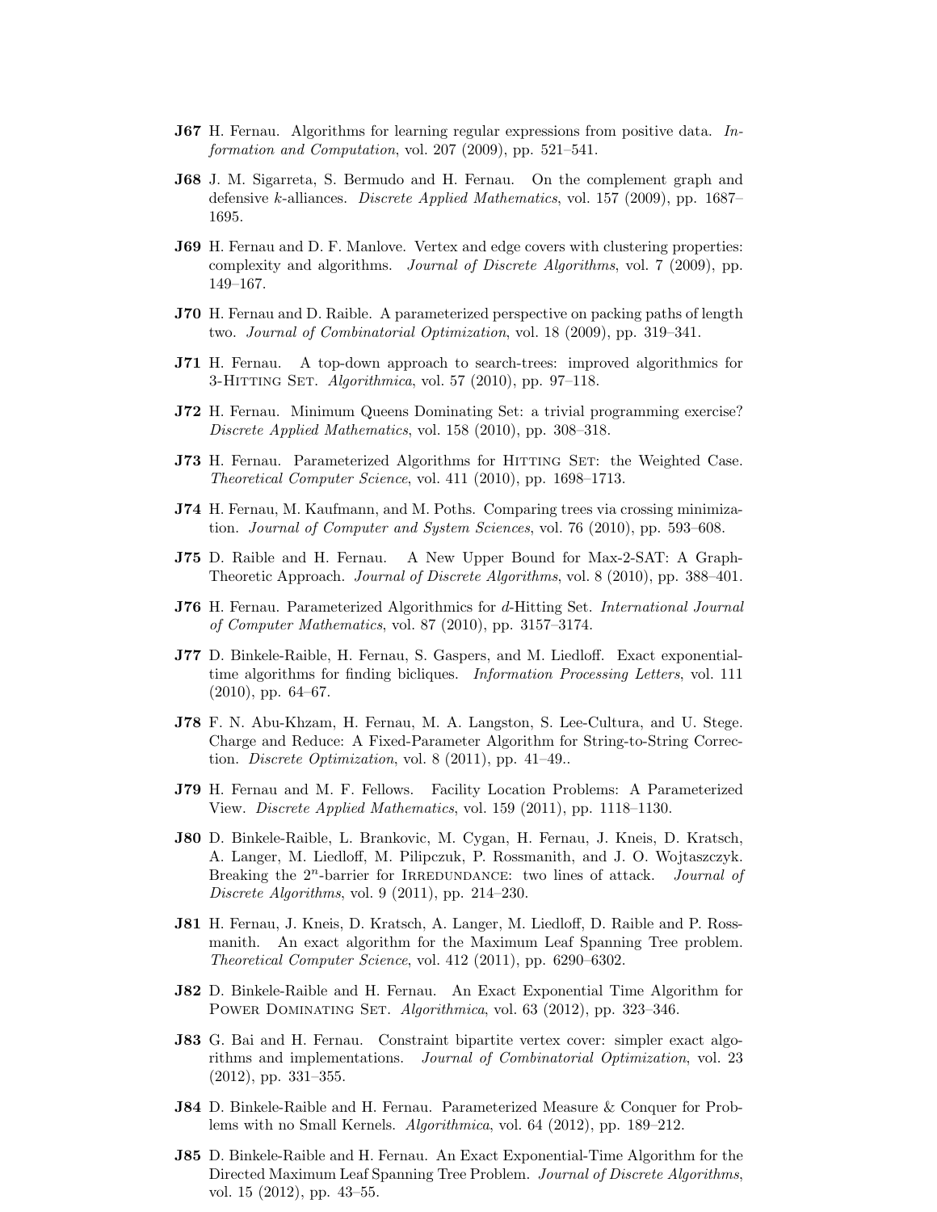**J67** H. Fernau. Algorithms for learning regular expressions from positive data. *Information and Computation*, vol. 207 (2009), pp. 521–541.

**J68** J. M. Sigarreta, S. Bermudo and H. Fernau. On the complement graph and defensive $k$-alliances. *Discrete Applied Mathematics*, vol. 157 (2009), pp. 1687–1695.

**J69** H. Fernau and D. F. Manlove. Vertex and edge covers with clustering properties: complexity and algorithms. *Journal of Discrete Algorithms*, vol. 7 (2009), pp. 149–167.

**J70** H. Fernau and D. Raible. A parameterized perspective on packing paths of length two. *Journal of Combinatorial Optimization*, vol. 18 (2009), pp. 319–341.

**J71** H. Fernau. A top-down approach to search-trees: improved algorithmics for 3-Hitting Set. *Algorithmica*, vol. 57 (2010), pp. 97–118.

**J72** H. Fernau. Minimum Queens Dominating Set: a trivial programming exercise? *Discrete Applied Mathematics*, vol. 158 (2010), pp. 308–318.

**J73** H. Fernau. Parameterized Algorithms for Hitting Set: the Weighted Case. *Theoretical Computer Science*, vol. 411 (2010), pp. 1698–1713.

**J74** H. Fernau, M. Kaufmann, and M. Poths. Comparing trees via crossing minimization. *Journal of Computer and System Sciences*, vol. 76 (2010), pp. 593–608.

**J75** D. Raible and H. Fernau. A New Upper Bound for Max-2-SAT: A Graph-Theoretic Approach. *Journal of Discrete Algorithms*, vol. 8 (2010), pp. 388–401.

**J76** H. Fernau. Parameterized Algorithmics for $d$-Hitting Set. *International Journal of Computer Mathematics*, vol. 87 (2010), pp. 3157–3174.

**J77** D. Binkele-Raible, H. Fernau, S. Gaspers, and M. Liedloff. Exact exponential-time algorithms for finding bicliques. *Information Processing Letters*, vol. 111 (2010), pp. 64–67.

**J78** F. N. Abu-Khzam, H. Fernau, M. A. Langston, S. Lee-Cultura, and U. Stege. Charge and Reduce: A Fixed-Parameter Algorithm for String-to-String Correction. *Discrete Optimization*, vol. 8 (2011), pp. 41–49..

**J79** H. Fernau and M. F. Fellows. Facility Location Problems: A Parameterized View. *Discrete Applied Mathematics*, vol. 159 (2011), pp. 1118–1130.

**J80** D. Binkele-Raible, L. Brankovic, M. Cygan, H. Fernau, J. Kneis, D. Kratsch, A. Langer, M. Liedloff, M. Pilipczuk, P. Rossmanith, and J. O. Wojtaszczyk. Breaking the $2^n$-barrier for Irredundance: two lines of attack. *Journal of Discrete Algorithms*, vol. 9 (2011), pp. 214–230.

**J81** H. Fernau, J. Kneis, D. Kratsch, A. Langer, M. Liedloff, D. Raible and P. Rossmanith. An exact algorithm for the Maximum Leaf Spanning Tree problem. *Theoretical Computer Science*, vol. 412 (2011), pp. 6290–6302.

**J82** D. Binkele-Raible and H. Fernau. An Exact Exponential Time Algorithm for Power Dominating Set. *Algorithmica*, vol. 63 (2012), pp. 323–346.

**J83** G. Bai and H. Fernau. Constraint bipartite vertex cover: simpler exact algorithms and implementations. *Journal of Combinatorial Optimization*, vol. 23 (2012), pp. 331–355.

**J84** D. Binkele-Raible and H. Fernau. Parameterized Measure & Conquer for Problems with no Small Kernels. *Algorithmica*, vol. 64 (2012), pp. 189–212.

**J85** D. Binkele-Raible and H. Fernau. An Exact Exponential-Time Algorithm for the Directed Maximum Leaf Spanning Tree Problem. *Journal of Discrete Algorithms*, vol. 15 (2012), pp. 43–55.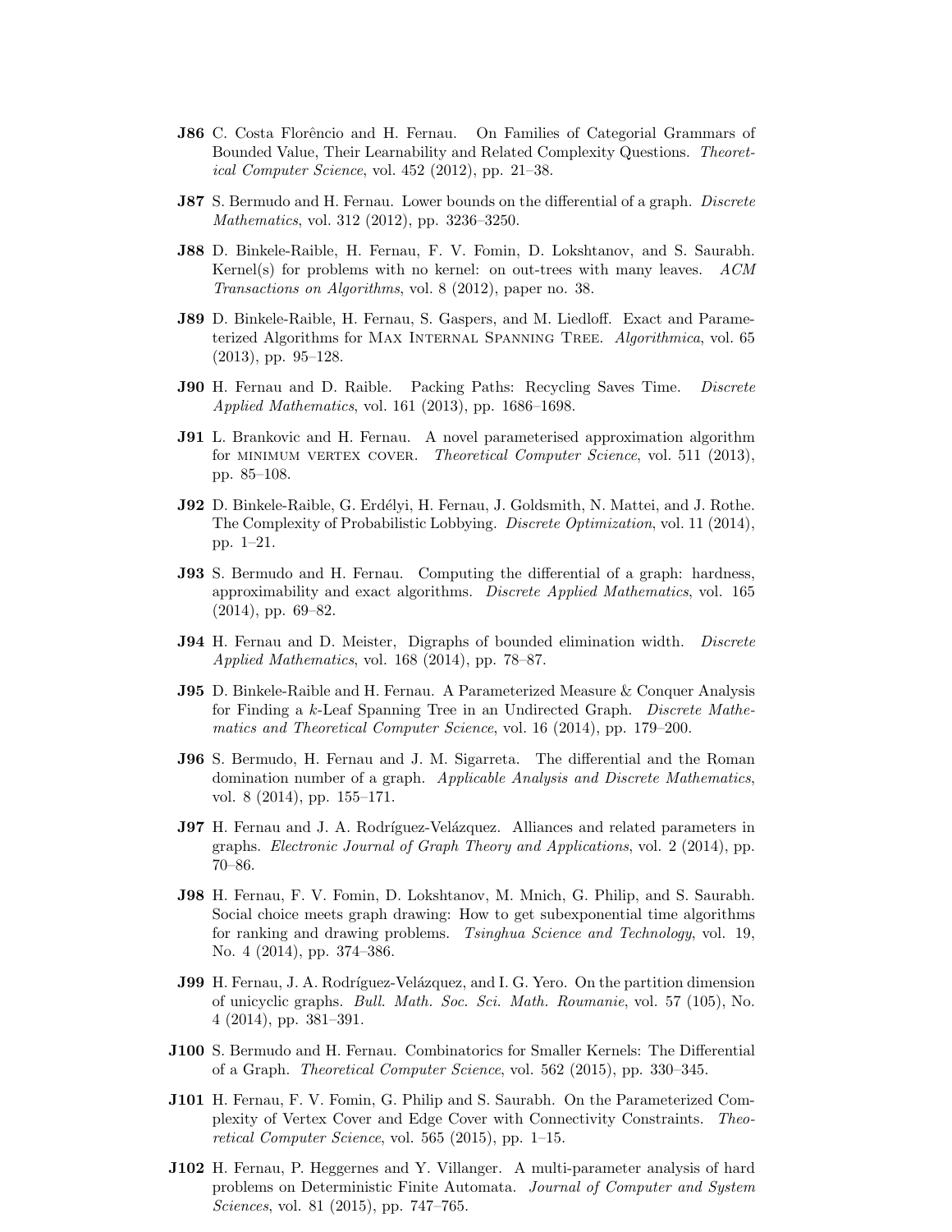**J86** C. Costa Florêncio and H. Fernau. On Families of Categorial Grammars of Bounded Value, Their Learnability and Related Complexity Questions. *Theoretical Computer Science*, vol. 452 (2012), pp. 21–38.

**J87** S. Bermudo and H. Fernau. Lower bounds on the differential of a graph. *Discrete Mathematics*, vol. 312 (2012), pp. 3236–3250.

**J88** D. Binkele-Raible, H. Fernau, F. V. Fomin, D. Lokshtanov, and S. Saurabh. Kernel(s) for problems with no kernel: on out-trees with many leaves. *ACM Transactions on Algorithms*, vol. 8 (2012), paper no. 38.

**J89** D. Binkele-Raible, H. Fernau, S. Gaspers, and M. Liedloff. Exact and Parameterized Algorithms for Max Internal Spanning Tree. *Algorithmica*, vol. 65 (2013), pp. 95–128.

**J90** H. Fernau and D. Raible. Packing Paths: Recycling Saves Time. *Discrete Applied Mathematics*, vol. 161 (2013), pp. 1686–1698.

**J91** L. Brankovic and H. Fernau. A novel parameterised approximation algorithm for minimum vertex cover. *Theoretical Computer Science*, vol. 511 (2013), pp. 85–108.

**J92** D. Binkele-Raible, G. Erdélyi, H. Fernau, J. Goldsmith, N. Mattei, and J. Rothe. The Complexity of Probabilistic Lobbying. *Discrete Optimization*, vol. 11 (2014), pp. 1–21.

**J93** S. Bermudo and H. Fernau. Computing the differential of a graph: hardness, approximability and exact algorithms. *Discrete Applied Mathematics*, vol. 165 (2014), pp. 69–82.

**J94** H. Fernau and D. Meister, Digraphs of bounded elimination width. *Discrete Applied Mathematics*, vol. 168 (2014), pp. 78–87.

**J95** D. Binkele-Raible and H. Fernau. A Parameterized Measure & Conquer Analysis for Finding a $k$-Leaf Spanning Tree in an Undirected Graph. *Discrete Mathematics and Theoretical Computer Science*, vol. 16 (2014), pp. 179–200.

**J96** S. Bermudo, H. Fernau and J. M. Sigarreta. The differential and the Roman domination number of a graph. *Applicable Analysis and Discrete Mathematics*, vol. 8 (2014), pp. 155–171.

**J97** H. Fernau and J. A. Rodríguez-Velázquez. Alliances and related parameters in graphs. *Electronic Journal of Graph Theory and Applications*, vol. 2 (2014), pp. 70–86.

**J98** H. Fernau, F. V. Fomin, D. Lokshtanov, M. Mnich, G. Philip, and S. Saurabh. Social choice meets graph drawing: How to get subexponential time algorithms for ranking and drawing problems. *Tsinghua Science and Technology*, vol. 19, No. 4 (2014), pp. 374–386.

**J99** H. Fernau, J. A. Rodríguez-Velázquez, and I. G. Yero. On the partition dimension of unicyclic graphs. *Bull. Math. Soc. Sci. Math. Roumanie*, vol. 57 (105), No. 4 (2014), pp. 381–391.

**J100** S. Bermudo and H. Fernau. Combinatorics for Smaller Kernels: The Differential of a Graph. *Theoretical Computer Science*, vol. 562 (2015), pp. 330–345.

**J101** H. Fernau, F. V. Fomin, G. Philip and S. Saurabh. On the Parameterized Complexity of Vertex Cover and Edge Cover with Connectivity Constraints. *Theoretical Computer Science*, vol. 565 (2015), pp. 1–15.

**J102** H. Fernau, P. Heggernes and Y. Villanger. A multi-parameter analysis of hard problems on Deterministic Finite Automata. *Journal of Computer and System Sciences*, vol. 81 (2015), pp. 747–765.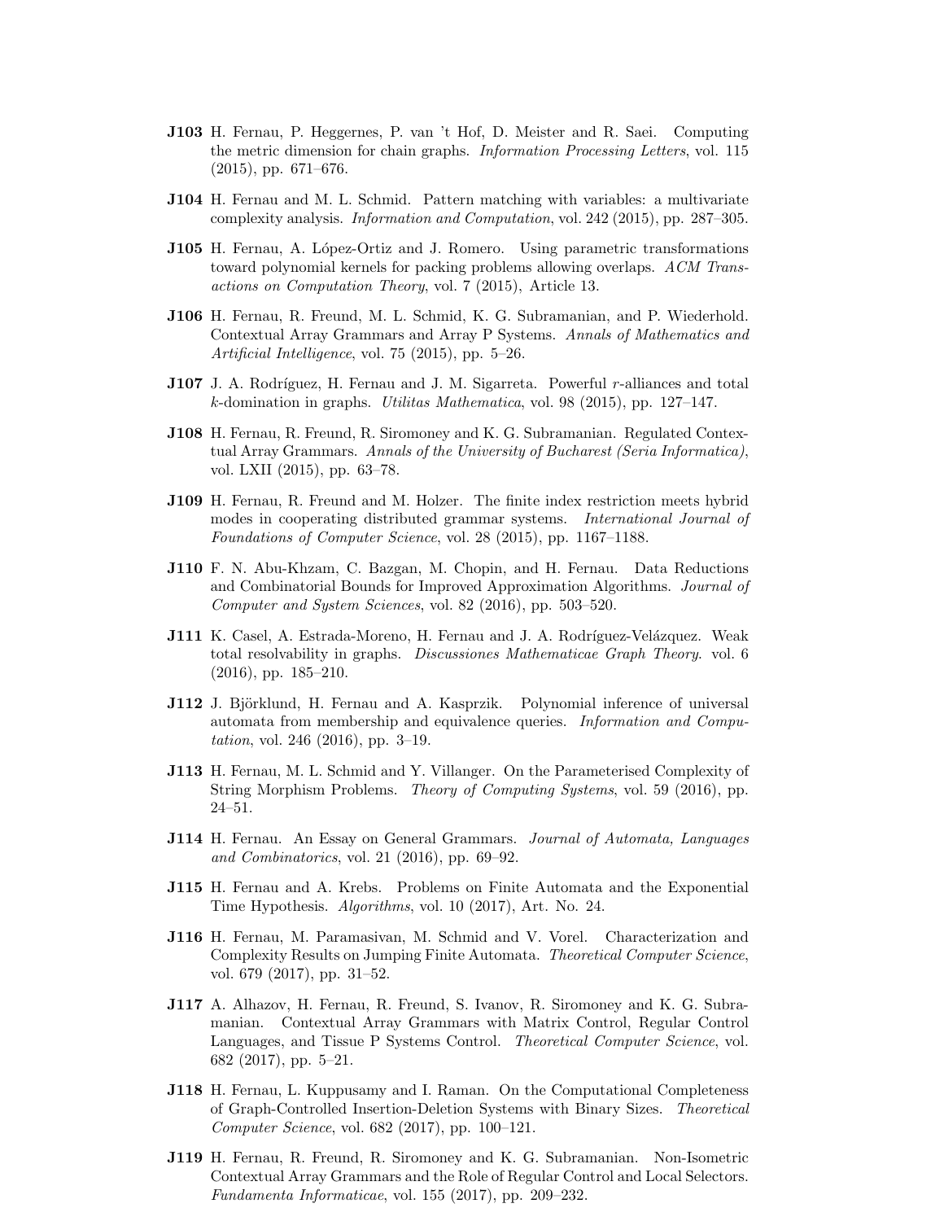**J103** H. Fernau, P. Heggernes, P. van 't Hof, D. Meister and R. Saei. Computing the metric dimension for chain graphs. *Information Processing Letters*, vol. 115 (2015), pp. 671–676.

**J104** H. Fernau and M. L. Schmid. Pattern matching with variables: a multivariate complexity analysis. *Information and Computation*, vol. 242 (2015), pp. 287–305.

**J105** H. Fernau, A. López-Ortiz and J. Romero. Using parametric transformations toward polynomial kernels for packing problems allowing overlaps. *ACM Transactions on Computation Theory*, vol. 7 (2015), Article 13.

**J106** H. Fernau, R. Freund, M. L. Schmid, K. G. Subramanian, and P. Wiederhold. Contextual Array Grammars and Array P Systems. *Annals of Mathematics and Artificial Intelligence*, vol. 75 (2015), pp. 5–26.

**J107** J. A. Rodríguez, H. Fernau and J. M. Sigarreta. Powerful $r$-alliances and total $k$-domination in graphs. *Utilitas Mathematica*, vol. 98 (2015), pp. 127–147.

**J108** H. Fernau, R. Freund, R. Siromoney and K. G. Subramanian. Regulated Contextual Array Grammars. *Annals of the University of Bucharest (Seria Informatica)*, vol. LXII (2015), pp. 63–78.

**J109** H. Fernau, R. Freund and M. Holzer. The finite index restriction meets hybrid modes in cooperating distributed grammar systems. *International Journal of Foundations of Computer Science*, vol. 28 (2015), pp. 1167–1188.

**J110** F. N. Abu-Khzam, C. Bazgan, M. Chopin, and H. Fernau. Data Reductions and Combinatorial Bounds for Improved Approximation Algorithms. *Journal of Computer and System Sciences*, vol. 82 (2016), pp. 503–520.

**J111** K. Casel, A. Estrada-Moreno, H. Fernau and J. A. Rodríguez-Velázquez. Weak total resolvability in graphs. *Discussiones Mathematicae Graph Theory*. vol. 6 (2016), pp. 185–210.

**J112** J. Björklund, H. Fernau and A. Kasprzik. Polynomial inference of universal automata from membership and equivalence queries. *Information and Computation*, vol. 246 (2016), pp. 3–19.

**J113** H. Fernau, M. L. Schmid and Y. Villanger. On the Parameterised Complexity of String Morphism Problems. *Theory of Computing Systems*, vol. 59 (2016), pp. 24–51.

**J114** H. Fernau. An Essay on General Grammars. *Journal of Automata, Languages and Combinatorics*, vol. 21 (2016), pp. 69–92.

**J115** H. Fernau and A. Krebs. Problems on Finite Automata and the Exponential Time Hypothesis. *Algorithms*, vol. 10 (2017), Art. No. 24.

**J116** H. Fernau, M. Paramasivan, M. Schmid and V. Vorel. Characterization and Complexity Results on Jumping Finite Automata. *Theoretical Computer Science*, vol. 679 (2017), pp. 31–52.

**J117** A. Alhazov, H. Fernau, R. Freund, S. Ivanov, R. Siromoney and K. G. Subramanian. Contextual Array Grammars with Matrix Control, Regular Control Languages, and Tissue P Systems Control. *Theoretical Computer Science*, vol. 682 (2017), pp. 5–21.

**J118** H. Fernau, L. Kuppusamy and I. Raman. On the Computational Completeness of Graph-Controlled Insertion-Deletion Systems with Binary Sizes. *Theoretical Computer Science*, vol. 682 (2017), pp. 100–121.

**J119** H. Fernau, R. Freund, R. Siromoney and K. G. Subramanian. Non-Isometric Contextual Array Grammars and the Role of Regular Control and Local Selectors. *Fundamenta Informaticae*, vol. 155 (2017), pp. 209–232.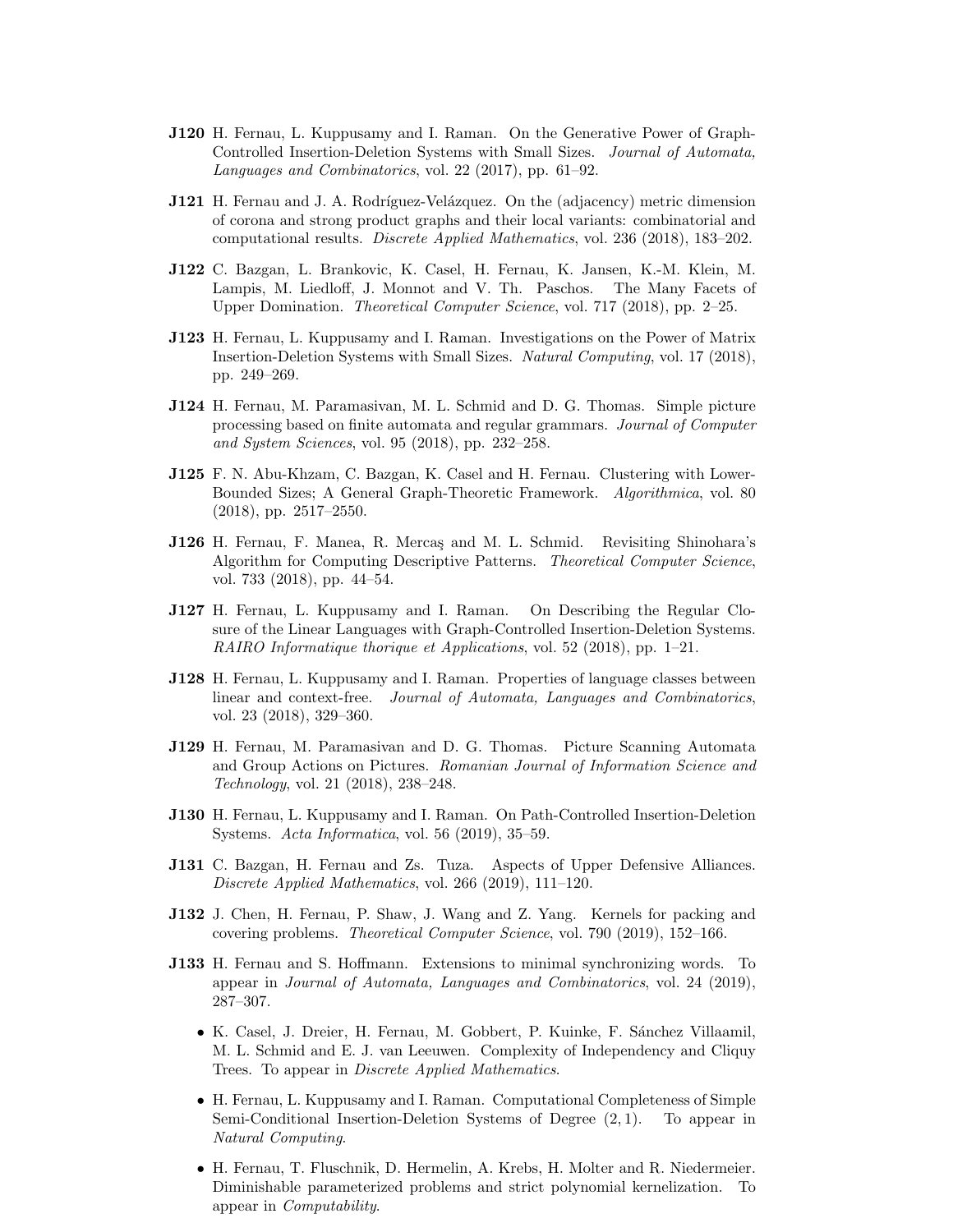**J120** H. Fernau, L. Kuppusamy and I. Raman. On the Generative Power of Graph-Controlled Insertion-Deletion Systems with Small Sizes. *Journal of Automata, Languages and Combinatorics*, vol. 22 (2017), pp. 61–92.

**J121** H. Fernau and J. A. Rodríguez-Velázquez. On the (adjacency) metric dimension of corona and strong product graphs and their local variants: combinatorial and computational results. *Discrete Applied Mathematics*, vol. 236 (2018), 183–202.

**J122** C. Bazgan, L. Brankovic, K. Casel, H. Fernau, K. Jansen, K.-M. Klein, M. Lampis, M. Liedloff, J. Monnot and V. Th. Paschos. The Many Facets of Upper Domination. *Theoretical Computer Science*, vol. 717 (2018), pp. 2–25.

**J123** H. Fernau, L. Kuppusamy and I. Raman. Investigations on the Power of Matrix Insertion-Deletion Systems with Small Sizes. *Natural Computing*, vol. 17 (2018), pp. 249–269.

**J124** H. Fernau, M. Paramasivan, M. L. Schmid and D. G. Thomas. Simple picture processing based on finite automata and regular grammars. *Journal of Computer and System Sciences*, vol. 95 (2018), pp. 232–258.

**J125** F. N. Abu-Khzam, C. Bazgan, K. Casel and H. Fernau. Clustering with Lower-Bounded Sizes; A General Graph-Theoretic Framework. *Algorithmica*, vol. 80 (2018), pp. 2517–2550.

**J126** H. Fernau, F. Manea, R. Mercaş and M. L. Schmid. Revisiting Shinohara's Algorithm for Computing Descriptive Patterns. *Theoretical Computer Science*, vol. 733 (2018), pp. 44–54.

**J127** H. Fernau, L. Kuppusamy and I. Raman. On Describing the Regular Closure of the Linear Languages with Graph-Controlled Insertion-Deletion Systems. *RAIRO Informatique thorique et Applications*, vol. 52 (2018), pp. 1–21.

**J128** H. Fernau, L. Kuppusamy and I. Raman. Properties of language classes between linear and context-free. *Journal of Automata, Languages and Combinatorics*, vol. 23 (2018), 329–360.

**J129** H. Fernau, M. Paramasivan and D. G. Thomas. Picture Scanning Automata and Group Actions on Pictures. *Romanian Journal of Information Science and Technology*, vol. 21 (2018), 238–248.

**J130** H. Fernau, L. Kuppusamy and I. Raman. On Path-Controlled Insertion-Deletion Systems. *Acta Informatica*, vol. 56 (2019), 35–59.

**J131** C. Bazgan, H. Fernau and Zs. Tuza. Aspects of Upper Defensive Alliances. *Discrete Applied Mathematics*, vol. 266 (2019), 111–120.

**J132** J. Chen, H. Fernau, P. Shaw, J. Wang and Z. Yang. Kernels for packing and covering problems. *Theoretical Computer Science*, vol. 790 (2019), 152–166.

**J133** H. Fernau and S. Hoffmann. Extensions to minimal synchronizing words. To appear in *Journal of Automata, Languages and Combinatorics*, vol. 24 (2019), 287–307.

- K. Casel, J. Dreier, H. Fernau, M. Gobbert, P. Kuinke, F. Sánchez Villaamil, M. L. Schmid and E. J. van Leeuwen. Complexity of Independency and Cliquy Trees. To appear in *Discrete Applied Mathematics*.
- H. Fernau, L. Kuppusamy and I. Raman. Computational Completeness of Simple Semi-Conditional Insertion-Deletion Systems of Degree $(2, 1)$. To appear in *Natural Computing*.
- H. Fernau, T. Fluschnik, D. Hermelin, A. Krebs, H. Molter and R. Niedermeier. Diminishable parameterized problems and strict polynomial kernelization. To appear in *Computability*.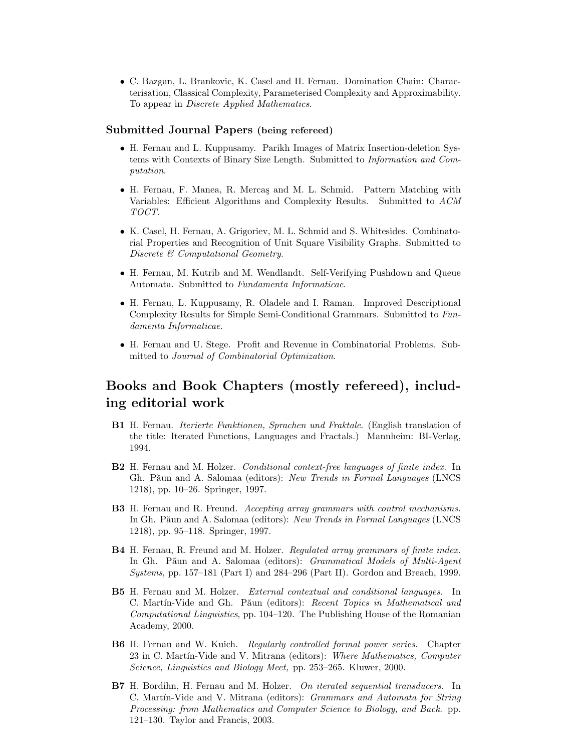- C. Bazgan, L. Brankovic, K. Casel and H. Fernau. Domination Chain: Characterisation, Classical Complexity, Parameterised Complexity and Approximability. To appear in *Discrete Applied Mathematics*.

### Submitted Journal Papers (being refereed)

- H. Fernau and L. Kuppusamy. Parikh Images of Matrix Insertion-deletion Systems with Contexts of Binary Size Length. Submitted to *Information and Computation*.
- H. Fernau, F. Manea, R. Mercaş and M. L. Schmid. Pattern Matching with Variables: Efficient Algorithms and Complexity Results. Submitted to *ACM TOCT*.
- K. Casel, H. Fernau, A. Grigoriev, M. L. Schmid and S. Whitesides. Combinatorial Properties and Recognition of Unit Square Visibility Graphs. Submitted to *Discrete & Computational Geometry*.
- H. Fernau, M. Kutrib and M. Wendlandt. Self-Verifying Pushdown and Queue Automata. Submitted to *Fundamenta Informaticae*.
- H. Fernau, L. Kuppusamy, R. Oladele and I. Raman. Improved Descriptional Complexity Results for Simple Semi-Conditional Grammars. Submitted to *Fundamenta Informaticae*.
- H. Fernau and U. Stege. Profit and Revenue in Combinatorial Problems. Submitted to *Journal of Combinatorial Optimization*.

## Books and Book Chapters (mostly refereed), including editorial work

**B1** H. Fernau. *Iterierte Funktionen, Sprachen und Fraktale.* (English translation of the title: Iterated Functions, Languages and Fractals.) Mannheim: BI-Verlag, 1994.

**B2** H. Fernau and M. Holzer. *Conditional context-free languages of finite index.* In Gh. Păun and A. Salomaa (editors): *New Trends in Formal Languages* (LNCS 1218), pp. 10–26. Springer, 1997.

**B3** H. Fernau and R. Freund. *Accepting array grammars with control mechanisms.* In Gh. Păun and A. Salomaa (editors): *New Trends in Formal Languages* (LNCS 1218), pp. 95–118. Springer, 1997.

**B4** H. Fernau, R. Freund and M. Holzer. *Regulated array grammars of finite index.* In Gh. Păun and A. Salomaa (editors): *Grammatical Models of Multi-Agent Systems*, pp. 157–181 (Part I) and 284–296 (Part II). Gordon and Breach, 1999.

**B5** H. Fernau and M. Holzer. *External contextual and conditional languages.* In C. Martín-Vide and Gh. Păun (editors): *Recent Topics in Mathematical and Computational Linguistics*, pp. 104–120. The Publishing House of the Romanian Academy, 2000.

**B6** H. Fernau and W. Kuich. *Regularly controlled formal power series.* Chapter 23 in C. Martín-Vide and V. Mitrana (editors): *Where Mathematics, Computer Science, Linguistics and Biology Meet,* pp. 253–265. Kluwer, 2000.

**B7** H. Bordihn, H. Fernau and M. Holzer. *On iterated sequential transducers.* In C. Martín-Vide and V. Mitrana (editors): *Grammars and Automata for String Processing: from Mathematics and Computer Science to Biology, and Back.* pp. 121–130. Taylor and Francis, 2003.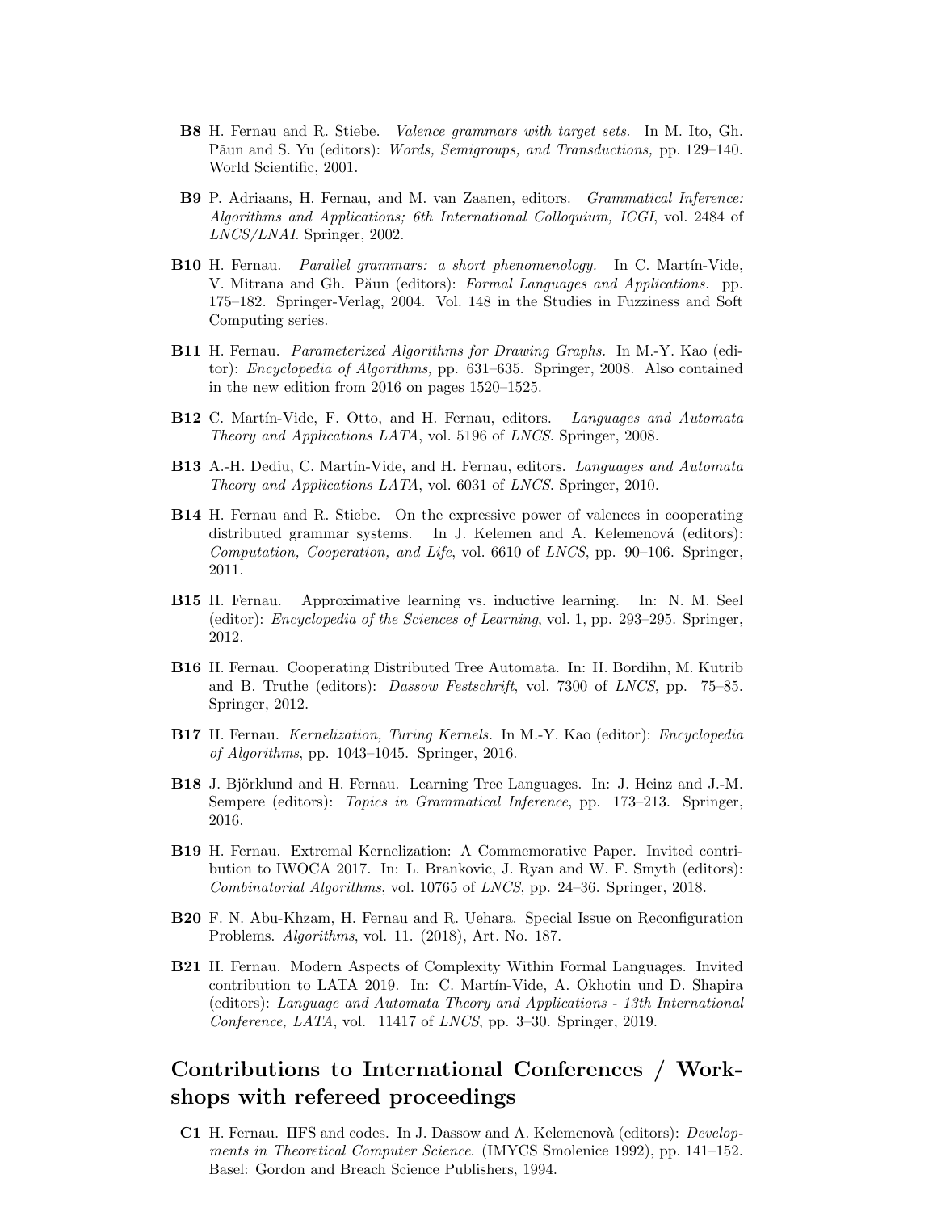**B8** H. Fernau and R. Stiebe. *Valence grammars with target sets.* In M. Ito, Gh. Păun and S. Yu (editors): *Words, Semigroups, and Transductions,* pp. 129–140. World Scientific, 2001.

**B9** P. Adriaans, H. Fernau, and M. van Zaanen, editors. *Grammatical Inference: Algorithms and Applications; 6th International Colloquium, ICGI*, vol. 2484 of *LNCS/LNAI*. Springer, 2002.

**B10** H. Fernau. *Parallel grammars: a short phenomenology.* In C. Martín-Vide, V. Mitrana and Gh. Păun (editors): *Formal Languages and Applications*. pp. 175–182. Springer-Verlag, 2004. Vol. 148 in the Studies in Fuzziness and Soft Computing series.

**B11** H. Fernau. *Parameterized Algorithms for Drawing Graphs.* In M.-Y. Kao (editor): *Encyclopedia of Algorithms,* pp. 631–635. Springer, 2008. Also contained in the new edition from 2016 on pages 1520–1525.

**B12** C. Martín-Vide, F. Otto, and H. Fernau, editors. *Languages and Automata Theory and Applications LATA*, vol. 5196 of *LNCS*. Springer, 2008.

**B13** A.-H. Dediu, C. Martín-Vide, and H. Fernau, editors. *Languages and Automata Theory and Applications LATA*, vol. 6031 of *LNCS*. Springer, 2010.

**B14** H. Fernau and R. Stiebe. On the expressive power of valences in cooperating distributed grammar systems. In J. Kelemen and A. Kelemenová (editors): *Computation, Cooperation, and Life*, vol. 6610 of *LNCS*, pp. 90–106. Springer, 2011.

**B15** H. Fernau. Approximative learning vs. inductive learning. In: N. M. Seel (editor): *Encyclopedia of the Sciences of Learning*, vol. 1, pp. 293–295. Springer, 2012.

**B16** H. Fernau. Cooperating Distributed Tree Automata. In: H. Bordihn, M. Kutrib and B. Truthe (editors): *Dassow Festschrift*, vol. 7300 of *LNCS*, pp. 75–85. Springer, 2012.

**B17** H. Fernau. *Kernelization, Turing Kernels.* In M.-Y. Kao (editor): *Encyclopedia of Algorithms*, pp. 1043–1045. Springer, 2016.

**B18** J. Björklund and H. Fernau. Learning Tree Languages. In: J. Heinz and J.-M. Sempere (editors): *Topics in Grammatical Inference*, pp. 173–213. Springer, 2016.

**B19** H. Fernau. Extremal Kernelization: A Commemorative Paper. Invited contribution to IWOCA 2017. In: L. Brankovic, J. Ryan and W. F. Smyth (editors): *Combinatorial Algorithms*, vol. 10765 of *LNCS*, pp. 24–36. Springer, 2018.

**B20** F. N. Abu-Khzam, H. Fernau and R. Uehara. Special Issue on Reconfiguration Problems. *Algorithms*, vol. 11. (2018), Art. No. 187.

**B21** H. Fernau. Modern Aspects of Complexity Within Formal Languages. Invited contribution to LATA 2019. In: C. Martín-Vide, A. Okhotin und D. Shapira (editors): *Language and Automata Theory and Applications - 13th International Conference, LATA*, vol. 11417 of *LNCS*, pp. 3–30. Springer, 2019.

## Contributions to International Conferences / Workshops with refereed proceedings

**C1** H. Fernau. IIFS and codes. In J. Dassow and A. Kelemenovà (editors): *Developments in Theoretical Computer Science*. (IMYCS Smolenice 1992), pp. 141–152. Basel: Gordon and Breach Science Publishers, 1994.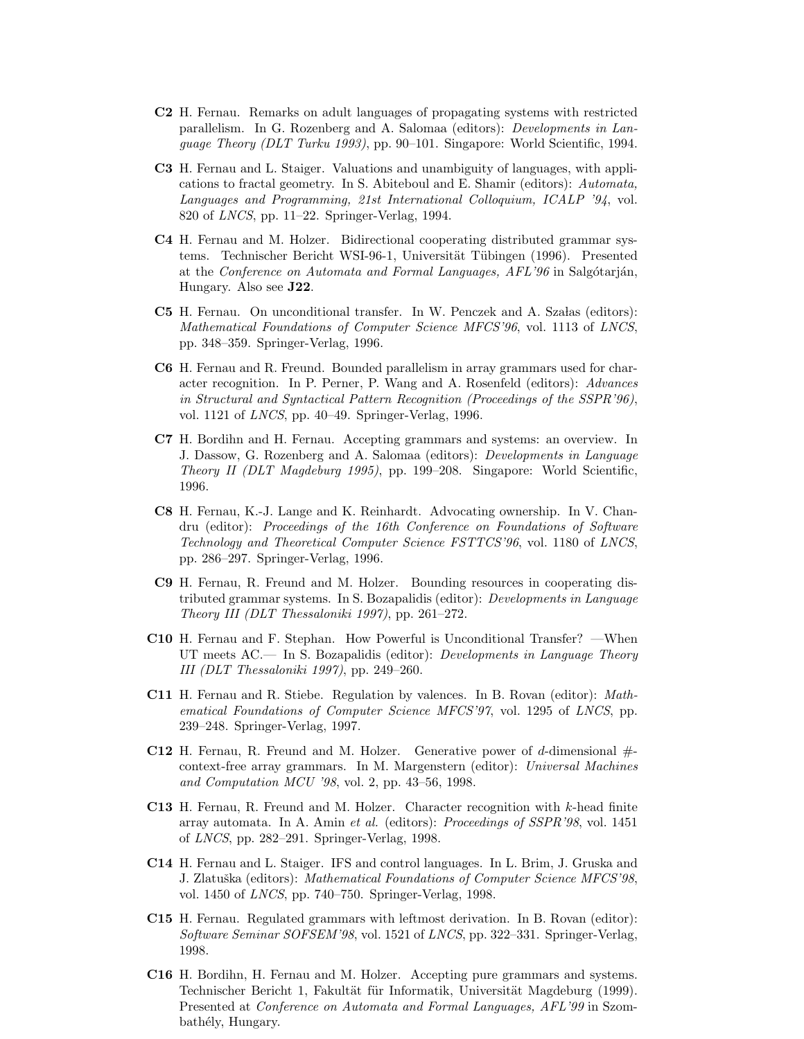**C2** H. Fernau. Remarks on adult languages of propagating systems with restricted parallelism. In G. Rozenberg and A. Salomaa (editors): *Developments in Language Theory (DLT Turku 1993)*, pp. 90–101. Singapore: World Scientific, 1994.

**C3** H. Fernau and L. Staiger. Valuations and unambiguity of languages, with applications to fractal geometry. In S. Abiteboul and E. Shamir (editors): *Automata, Languages and Programming, 21st International Colloquium, ICALP '94*, vol. 820 of *LNCS*, pp. 11–22. Springer-Verlag, 1994.

**C4** H. Fernau and M. Holzer. Bidirectional cooperating distributed grammar systems. Technischer Bericht WSI-96-1, Universität Tübingen (1996). Presented at the *Conference on Automata and Formal Languages, AFL'96* in Salgótarján, Hungary. Also see **J22**.

**C5** H. Fernau. On unconditional transfer. In W. Penczek and A. Szałas (editors): *Mathematical Foundations of Computer Science MFCS'96*, vol. 1113 of *LNCS*, pp. 348–359. Springer-Verlag, 1996.

**C6** H. Fernau and R. Freund. Bounded parallelism in array grammars used for character recognition. In P. Perner, P. Wang and A. Rosenfeld (editors): *Advances in Structural and Syntactical Pattern Recognition (Proceedings of the SSPR'96)*, vol. 1121 of *LNCS*, pp. 40–49. Springer-Verlag, 1996.

**C7** H. Bordihn and H. Fernau. Accepting grammars and systems: an overview. In J. Dassow, G. Rozenberg and A. Salomaa (editors): *Developments in Language Theory II (DLT Magdeburg 1995)*, pp. 199–208. Singapore: World Scientific, 1996.

**C8** H. Fernau, K.-J. Lange and K. Reinhardt. Advocating ownership. In V. Chandru (editor): *Proceedings of the 16th Conference on Foundations of Software Technology and Theoretical Computer Science FSTTCS'96*, vol. 1180 of *LNCS*, pp. 286–297. Springer-Verlag, 1996.

**C9** H. Fernau, R. Freund and M. Holzer. Bounding resources in cooperating distributed grammar systems. In S. Bozapalidis (editor): *Developments in Language Theory III (DLT Thessaloniki 1997)*, pp. 261–272.

**C10** H. Fernau and F. Stephan. How Powerful is Unconditional Transfer? —When UT meets AC.— In S. Bozapalidis (editor): *Developments in Language Theory III (DLT Thessaloniki 1997)*, pp. 249–260.

**C11** H. Fernau and R. Stiebe. Regulation by valences. In B. Rovan (editor): *Mathematical Foundations of Computer Science MFCS'97*, vol. 1295 of *LNCS*, pp. 239–248. Springer-Verlag, 1997.

**C12** H. Fernau, R. Freund and M. Holzer. Generative power of $d$-dimensional #-context-free array grammars. In M. Margenstern (editor): *Universal Machines and Computation MCU '98*, vol. 2, pp. 43–56, 1998.

**C13** H. Fernau, R. Freund and M. Holzer. Character recognition with $k$-head finite array automata. In A. Amin *et al.* (editors): *Proceedings of SSPR'98*, vol. 1451 of *LNCS*, pp. 282–291. Springer-Verlag, 1998.

**C14** H. Fernau and L. Staiger. IFS and control languages. In L. Brim, J. Gruska and J. Zlatuška (editors): *Mathematical Foundations of Computer Science MFCS'98*, vol. 1450 of *LNCS*, pp. 740–750. Springer-Verlag, 1998.

**C15** H. Fernau. Regulated grammars with leftmost derivation. In B. Rovan (editor): *Software Seminar SOFSEM'98*, vol. 1521 of *LNCS*, pp. 322–331. Springer-Verlag, 1998.

**C16** H. Bordihn, H. Fernau and M. Holzer. Accepting pure grammars and systems. Technischer Bericht 1, Fakultät für Informatik, Universität Magdeburg (1999). Presented at *Conference on Automata and Formal Languages, AFL'99* in Szombathély, Hungary.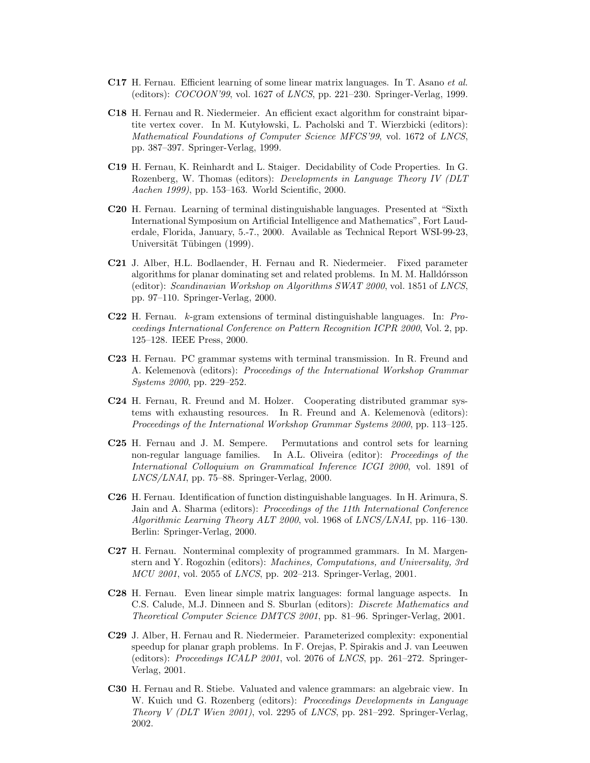**C17** H. Fernau. Efficient learning of some linear matrix languages. In T. Asano *et al.* (editors): *COCOON'99*, vol. 1627 of *LNCS*, pp. 221–230. Springer-Verlag, 1999.

**C18** H. Fernau and R. Niedermeier. An efficient exact algorithm for constraint bipartite vertex cover. In M. Kutyłowski, L. Pacholski and T. Wierzbicki (editors): *Mathematical Foundations of Computer Science MFCS'99*, vol. 1672 of *LNCS*, pp. 387–397. Springer-Verlag, 1999.

**C19** H. Fernau, K. Reinhardt and L. Staiger. Decidability of Code Properties. In G. Rozenberg, W. Thomas (editors): *Developments in Language Theory IV (DLT Aachen 1999)*, pp. 153–163. World Scientific, 2000.

**C20** H. Fernau. Learning of terminal distinguishable languages. Presented at "Sixth International Symposium on Artificial Intelligence and Mathematics", Fort Lauderdale, Florida, January, 5.-7., 2000. Available as Technical Report WSI-99-23, Universität Tübingen (1999).

**C21** J. Alber, H.L. Bodlaender, H. Fernau and R. Niedermeier. Fixed parameter algorithms for planar dominating set and related problems. In M. M. Halldórsson (editor): *Scandinavian Workshop on Algorithms SWAT 2000*, vol. 1851 of *LNCS*, pp. 97–110. Springer-Verlag, 2000.

**C22** H. Fernau. $k$-gram extensions of terminal distinguishable languages. In: *Proceedings International Conference on Pattern Recognition ICPR 2000*, Vol. 2, pp. 125–128. IEEE Press, 2000.

**C23** H. Fernau. PC grammar systems with terminal transmission. In R. Freund and A. Kelemenovà (editors): *Proceedings of the International Workshop Grammar Systems 2000*, pp. 229–252.

**C24** H. Fernau, R. Freund and M. Holzer. Cooperating distributed grammar systems with exhausting resources. In R. Freund and A. Kelemenovà (editors): *Proceedings of the International Workshop Grammar Systems 2000*, pp. 113–125.

**C25** H. Fernau and J. M. Sempere. Permutations and control sets for learning non-regular language families. In A.L. Oliveira (editor): *Proceedings of the International Colloquium on Grammatical Inference ICGI 2000*, vol. 1891 of *LNCS/LNAI*, pp. 75–88. Springer-Verlag, 2000.

**C26** H. Fernau. Identification of function distinguishable languages. In H. Arimura, S. Jain and A. Sharma (editors): *Proceedings of the 11th International Conference Algorithmic Learning Theory ALT 2000*, vol. 1968 of *LNCS/LNAI*, pp. 116–130. Berlin: Springer-Verlag, 2000.

**C27** H. Fernau. Nonterminal complexity of programmed grammars. In M. Margenstern and Y. Rogozhin (editors): *Machines, Computations, and Universality, 3rd MCU 2001*, vol. 2055 of *LNCS*, pp. 202–213. Springer-Verlag, 2001.

**C28** H. Fernau. Even linear simple matrix languages: formal language aspects. In C.S. Calude, M.J. Dinneen and S. Sburlan (editors): *Discrete Mathematics and Theoretical Computer Science DMTCS 2001*, pp. 81–96. Springer-Verlag, 2001.

**C29** J. Alber, H. Fernau and R. Niedermeier. Parameterized complexity: exponential speedup for planar graph problems. In F. Orejas, P. Spirakis and J. van Leeuwen (editors): *Proceedings ICALP 2001*, vol. 2076 of *LNCS*, pp. 261–272. Springer-Verlag, 2001.

**C30** H. Fernau and R. Stiebe. Valuated and valence grammars: an algebraic view. In W. Kuich und G. Rozenberg (editors): *Proceedings Developments in Language Theory V (DLT Wien 2001)*, vol. 2295 of *LNCS*, pp. 281–292. Springer-Verlag, 2002.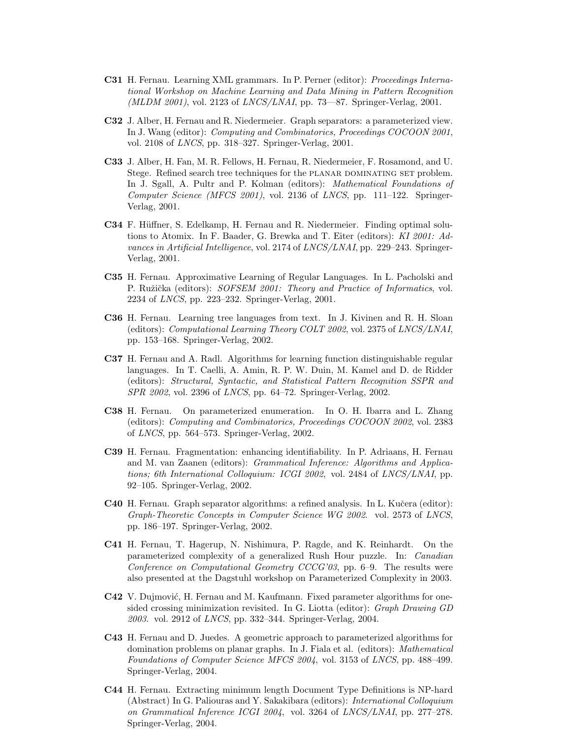**C31** H. Fernau. Learning XML grammars. In P. Perner (editor): *Proceedings International Workshop on Machine Learning and Data Mining in Pattern Recognition (MLDM 2001)*, vol. 2123 of *LNCS/LNAI*, pp. 73—87. Springer-Verlag, 2001.

**C32** J. Alber, H. Fernau and R. Niedermeier. Graph separators: a parameterized view. In J. Wang (editor): *Computing and Combinatorics, Proceedings COCOON 2001*, vol. 2108 of *LNCS*, pp. 318–327. Springer-Verlag, 2001.

**C33** J. Alber, H. Fan, M. R. Fellows, H. Fernau, R. Niedermeier, F. Rosamond, and U. Stege. Refined search tree techniques for the PLANAR DOMINATING SET problem. In J. Sgall, A. Pultr and P. Kolman (editors): *Mathematical Foundations of Computer Science (MFCS 2001)*, vol. 2136 of *LNCS*, pp. 111–122. Springer-Verlag, 2001.

**C34** F. Hüffner, S. Edelkamp, H. Fernau and R. Niedermeier. Finding optimal solutions to Atomix. In F. Baader, G. Brewka and T. Eiter (editors): *KI 2001: Advances in Artificial Intelligence*, vol. 2174 of *LNCS/LNAI*, pp. 229–243. Springer-Verlag, 2001.

**C35** H. Fernau. Approximative Learning of Regular Languages. In L. Pacholski and P. Ružička (editors): *SOFSEM 2001: Theory and Practice of Informatics*, vol. 2234 of *LNCS*, pp. 223–232. Springer-Verlag, 2001.

**C36** H. Fernau. Learning tree languages from text. In J. Kivinen and R. H. Sloan (editors): *Computational Learning Theory COLT 2002*, vol. 2375 of *LNCS/LNAI*, pp. 153–168. Springer-Verlag, 2002.

**C37** H. Fernau and A. Radl. Algorithms for learning function distinguishable regular languages. In T. Caelli, A. Amin, R. P. W. Duin, M. Kamel and D. de Ridder (editors): *Structural, Syntactic, and Statistical Pattern Recognition SSPR and SPR 2002*, vol. 2396 of *LNCS*, pp. 64–72. Springer-Verlag, 2002.

**C38** H. Fernau. On parameterized enumeration. In O. H. Ibarra and L. Zhang (editors): *Computing and Combinatorics, Proceedings COCOON 2002*, vol. 2383 of *LNCS*, pp. 564–573. Springer-Verlag, 2002.

**C39** H. Fernau. Fragmentation: enhancing identifiability. In P. Adriaans, H. Fernau and M. van Zaanen (editors): *Grammatical Inference: Algorithms and Applications; 6th International Colloquium: ICGI 2002*, vol. 2484 of *LNCS/LNAI*, pp. 92–105. Springer-Verlag, 2002.

**C40** H. Fernau. Graph separator algorithms: a refined analysis. In L. Kučera (editor): *Graph-Theoretic Concepts in Computer Science WG 2002.* vol. 2573 of *LNCS*, pp. 186–197. Springer-Verlag, 2002.

**C41** H. Fernau, T. Hagerup, N. Nishimura, P. Ragde, and K. Reinhardt. On the parameterized complexity of a generalized Rush Hour puzzle. In: *Canadian Conference on Computational Geometry CCCG'03*, pp. 6–9. The results were also presented at the Dagstuhl workshop on Parameterized Complexity in 2003.

**C42** V. Dujmović, H. Fernau and M. Kaufmann. Fixed parameter algorithms for one-sided crossing minimization revisited. In G. Liotta (editor): *Graph Drawing GD 2003.* vol. 2912 of *LNCS*, pp. 332–344. Springer-Verlag, 2004.

**C43** H. Fernau and D. Juedes. A geometric approach to parameterized algorithms for domination problems on planar graphs. In J. Fiala et al. (editors): *Mathematical Foundations of Computer Science MFCS 2004*, vol. 3153 of *LNCS*, pp. 488–499. Springer-Verlag, 2004.

**C44** H. Fernau. Extracting minimum length Document Type Definitions is NP-hard (Abstract) In G. Paliouras and Y. Sakakibara (editors): *International Colloquium on Grammatical Inference ICGI 2004*, vol. 3264 of *LNCS/LNAI*, pp. 277–278. Springer-Verlag, 2004.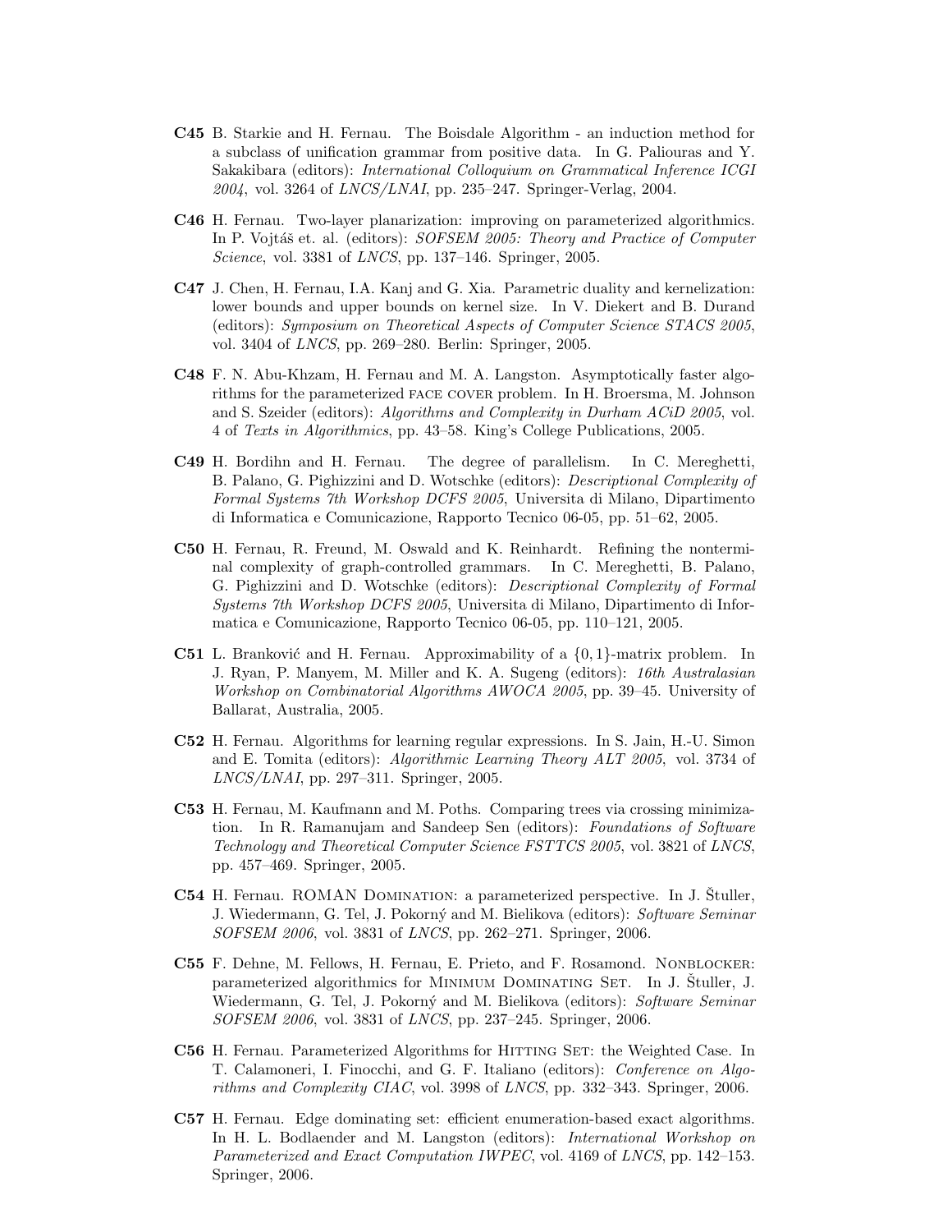**C45** B. Starkie and H. Fernau. The Boisdale Algorithm - an induction method for a subclass of unification grammar from positive data. In G. Paliouras and Y. Sakakibara (editors): *International Colloquium on Grammatical Inference ICGI 2004*, vol. 3264 of *LNCS/LNAI*, pp. 235–247. Springer-Verlag, 2004.

**C46** H. Fernau. Two-layer planarization: improving on parameterized algorithmics. In P. Vojtáš et. al. (editors): *SOFSEM 2005: Theory and Practice of Computer Science*, vol. 3381 of *LNCS*, pp. 137–146. Springer, 2005.

**C47** J. Chen, H. Fernau, I.A. Kanj and G. Xia. Parametric duality and kernelization: lower bounds and upper bounds on kernel size. In V. Diekert and B. Durand (editors): *Symposium on Theoretical Aspects of Computer Science STACS 2005*, vol. 3404 of *LNCS*, pp. 269–280. Berlin: Springer, 2005.

**C48** F. N. Abu-Khzam, H. Fernau and M. A. Langston. Asymptotically faster algorithms for the parameterized FACE COVER problem. In H. Broersma, M. Johnson and S. Szeider (editors): *Algorithms and Complexity in Durham ACiD 2005*, vol. 4 of *Texts in Algorithmics*, pp. 43–58. King's College Publications, 2005.

**C49** H. Bordihn and H. Fernau. The degree of parallelism. In C. Mereghetti, B. Palano, G. Pighizzini and D. Wotschke (editors): *Descriptional Complexity of Formal Systems 7th Workshop DCFS 2005*, Universita di Milano, Dipartimento di Informatica e Comunicazione, Rapporto Tecnico 06-05, pp. 51–62, 2005.

**C50** H. Fernau, R. Freund, M. Oswald and K. Reinhardt. Refining the nonterminal complexity of graph-controlled grammars. In C. Mereghetti, B. Palano, G. Pighizzini and D. Wotschke (editors): *Descriptional Complexity of Formal Systems 7th Workshop DCFS 2005*, Universita di Milano, Dipartimento di Informatica e Comunicazione, Rapporto Tecnico 06-05, pp. 110–121, 2005.

**C51** L. Branković and H. Fernau. Approximability of a $\{0, 1\}$-matrix problem. In J. Ryan, P. Manyem, M. Miller and K. A. Sugeng (editors): *16th Australasian Workshop on Combinatorial Algorithms AWOCA 2005*, pp. 39–45. University of Ballarat, Australia, 2005.

**C52** H. Fernau. Algorithms for learning regular expressions. In S. Jain, H.-U. Simon and E. Tomita (editors): *Algorithmic Learning Theory ALT 2005*, vol. 3734 of *LNCS/LNAI*, pp. 297–311. Springer, 2005.

**C53** H. Fernau, M. Kaufmann and M. Poths. Comparing trees via crossing minimization. In R. Ramanujam and Sandeep Sen (editors): *Foundations of Software Technology and Theoretical Computer Science FSTTCS 2005*, vol. 3821 of *LNCS*, pp. 457–469. Springer, 2005.

**C54** H. Fernau. ROMAN DOMINATION: a parameterized perspective. In J. Štuller, J. Wiedermann, G. Tel, J. Pokorný and M. Bielikova (editors): *Software Seminar SOFSEM 2006*, vol. 3831 of *LNCS*, pp. 262–271. Springer, 2006.

**C55** F. Dehne, M. Fellows, H. Fernau, E. Prieto, and F. Rosamond. NONBLOCKER: parameterized algorithmics for MINIMUM DOMINATING SET. In J. Štuller, J. Wiedermann, G. Tel, J. Pokorný and M. Bielikova (editors): *Software Seminar SOFSEM 2006*, vol. 3831 of *LNCS*, pp. 237–245. Springer, 2006.

**C56** H. Fernau. Parameterized Algorithms for HITTING SET: the Weighted Case. In T. Calamoneri, I. Finocchi, and G. F. Italiano (editors): *Conference on Algorithms and Complexity CIAC*, vol. 3998 of *LNCS*, pp. 332–343. Springer, 2006.

**C57** H. Fernau. Edge dominating set: efficient enumeration-based exact algorithms. In H. L. Bodlaender and M. Langston (editors): *International Workshop on Parameterized and Exact Computation IWPEC*, vol. 4169 of *LNCS*, pp. 142–153. Springer, 2006.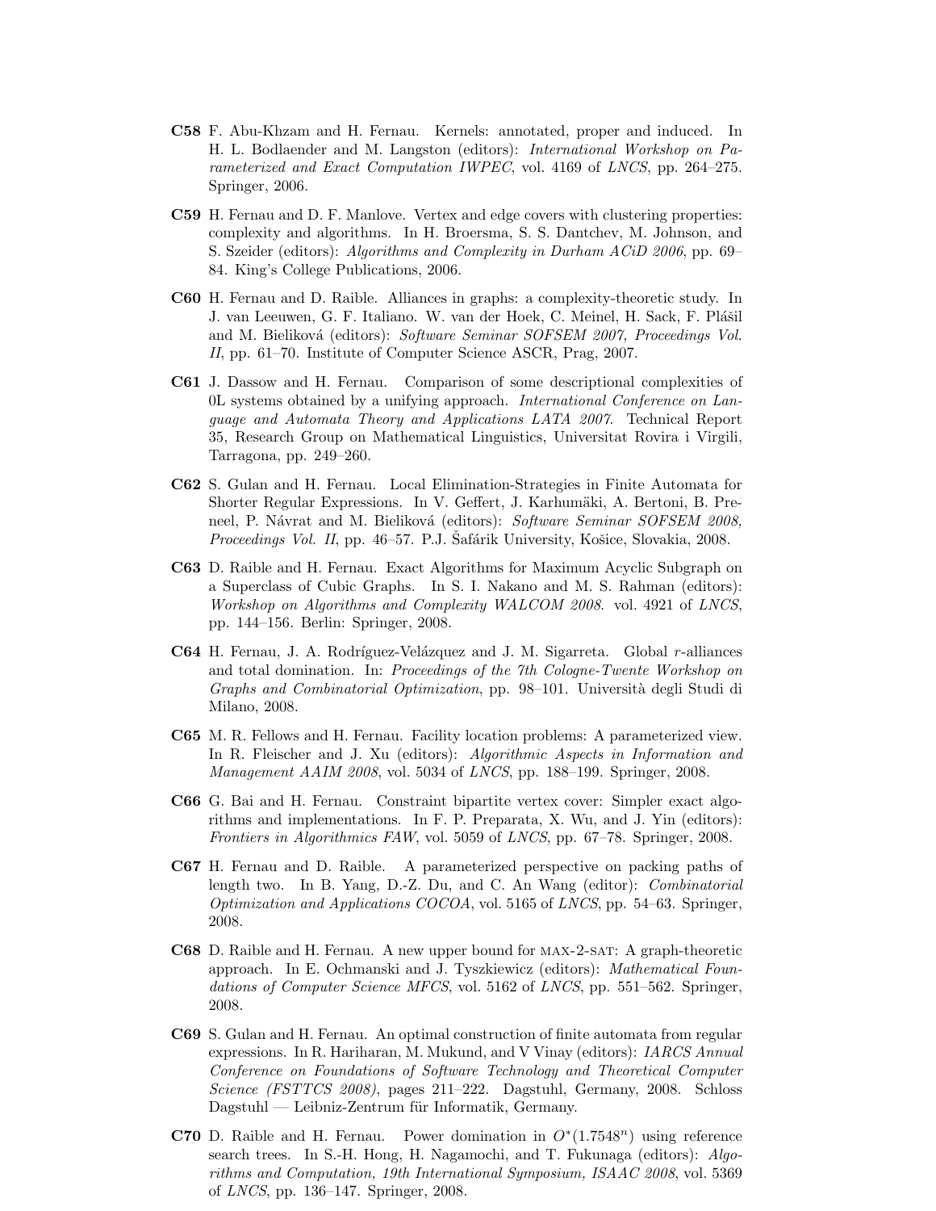**C58** F. Abu-Khzam and H. Fernau. Kernels: annotated, proper and induced. In H. L. Bodlaender and M. Langston (editors): *International Workshop on Parameterized and Exact Computation IWPEC*, vol. 4169 of *LNCS*, pp. 264–275. Springer, 2006.

**C59** H. Fernau and D. F. Manlove. Vertex and edge covers with clustering properties: complexity and algorithms. In H. Broersma, S. S. Dantchev, M. Johnson, and S. Szeider (editors): *Algorithms and Complexity in Durham ACiD 2006*, pp. 69–84. King's College Publications, 2006.

**C60** H. Fernau and D. Raible. Alliances in graphs: a complexity-theoretic study. In J. van Leeuwen, G. F. Italiano. W. van der Hoek, C. Meinel, H. Sack, F. Plášil and M. Bieliková (editors): *Software Seminar SOFSEM 2007, Proceedings Vol. II*, pp. 61–70. Institute of Computer Science ASCR, Prag, 2007.

**C61** J. Dassow and H. Fernau. Comparison of some descriptional complexities of 0L systems obtained by a unifying approach. *International Conference on Language and Automata Theory and Applications LATA 2007*. Technical Report 35, Research Group on Mathematical Linguistics, Universitat Rovira i Virgili, Tarragona, pp. 249–260.

**C62** S. Gulan and H. Fernau. Local Elimination-Strategies in Finite Automata for Shorter Regular Expressions. In V. Geffert, J. Karhumäki, A. Bertoni, B. Preneel, P. Návrat and M. Bieliková (editors): *Software Seminar SOFSEM 2008, Proceedings Vol. II*, pp. 46–57. P.J. Šafárik University, Košice, Slovakia, 2008.

**C63** D. Raible and H. Fernau. Exact Algorithms for Maximum Acyclic Subgraph on a Superclass of Cubic Graphs. In S. I. Nakano and M. S. Rahman (editors): *Workshop on Algorithms and Complexity WALCOM 2008.* vol. 4921 of *LNCS*, pp. 144–156. Berlin: Springer, 2008.

**C64** H. Fernau, J. A. Rodríguez-Velázquez and J. M. Sigarreta. Global $r$-alliances and total domination. In: *Proceedings of the 7th Cologne-Twente Workshop on Graphs and Combinatorial Optimization*, pp. 98–101. Università degli Studi di Milano, 2008.

**C65** M. R. Fellows and H. Fernau. Facility location problems: A parameterized view. In R. Fleischer and J. Xu (editors): *Algorithmic Aspects in Information and Management AAIM 2008*, vol. 5034 of *LNCS*, pp. 188–199. Springer, 2008.

**C66** G. Bai and H. Fernau. Constraint bipartite vertex cover: Simpler exact algorithms and implementations. In F. P. Preparata, X. Wu, and J. Yin (editors): *Frontiers in Algorithmics FAW*, vol. 5059 of *LNCS*, pp. 67–78. Springer, 2008.

**C67** H. Fernau and D. Raible. A parameterized perspective on packing paths of length two. In B. Yang, D.-Z. Du, and C. An Wang (editor): *Combinatorial Optimization and Applications COCOA*, vol. 5165 of *LNCS*, pp. 54–63. Springer, 2008.

**C68** D. Raible and H. Fernau. A new upper bound for MAX-2-SAT: A graph-theoretic approach. In E. Ochmanski and J. Tyszkiewicz (editors): *Mathematical Foundations of Computer Science MFCS*, vol. 5162 of *LNCS*, pp. 551–562. Springer, 2008.

**C69** S. Gulan and H. Fernau. An optimal construction of finite automata from regular expressions. In R. Hariharan, M. Mukund, and V Vinay (editors): *IARCS Annual Conference on Foundations of Software Technology and Theoretical Computer Science (FSTTCS 2008)*, pages 211–222. Dagstuhl, Germany, 2008. Schloss Dagstuhl — Leibniz-Zentrum für Informatik, Germany.

**C70** D. Raible and H. Fernau. Power domination in $O^*(1.7548^n)$ using reference search trees. In S.-H. Hong, H. Nagamochi, and T. Fukunaga (editors): *Algorithms and Computation, 19th International Symposium, ISAAC 2008*, vol. 5369 of *LNCS*, pp. 136–147. Springer, 2008.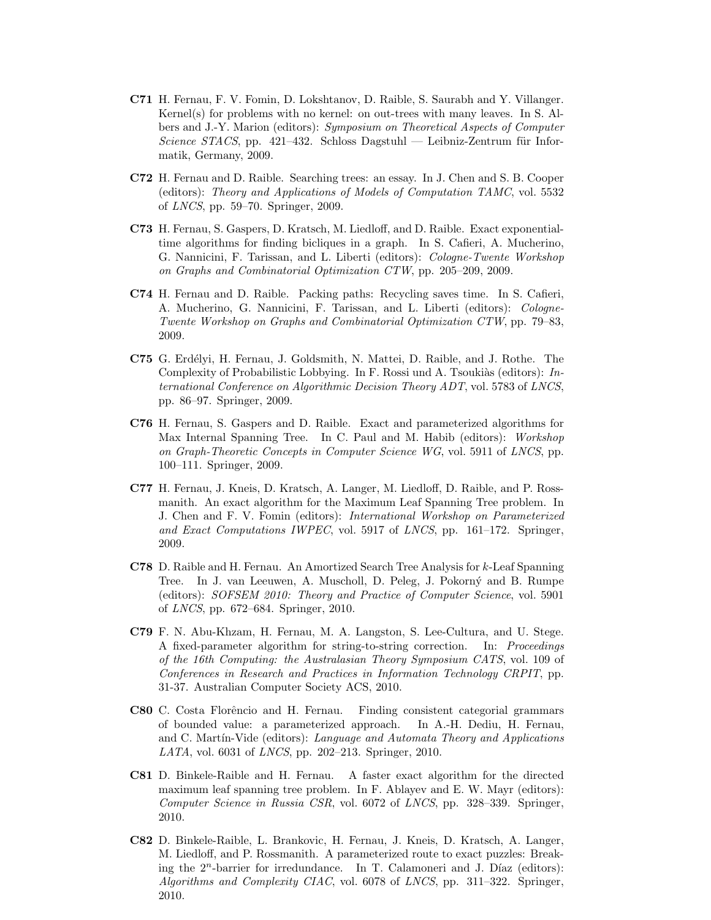**C71** H. Fernau, F. V. Fomin, D. Lokshtanov, D. Raible, S. Saurabh and Y. Villanger. Kernel(s) for problems with no kernel: on out-trees with many leaves. In S. Albers and J.-Y. Marion (editors): *Symposium on Theoretical Aspects of Computer Science STACS*, pp. 421–432. Schloss Dagstuhl — Leibniz-Zentrum für Informatik, Germany, 2009.

**C72** H. Fernau and D. Raible. Searching trees: an essay. In J. Chen and S. B. Cooper (editors): *Theory and Applications of Models of Computation TAMC*, vol. 5532 of *LNCS*, pp. 59–70. Springer, 2009.

**C73** H. Fernau, S. Gaspers, D. Kratsch, M. Liedloff, and D. Raible. Exact exponential-time algorithms for finding bicliques in a graph. In S. Cafieri, A. Mucherino, G. Nannicini, F. Tarissan, and L. Liberti (editors): *Cologne-Twente Workshop on Graphs and Combinatorial Optimization CTW*, pp. 205–209, 2009.

**C74** H. Fernau and D. Raible. Packing paths: Recycling saves time. In S. Cafieri, A. Mucherino, G. Nannicini, F. Tarissan, and L. Liberti (editors): *Cologne-Twente Workshop on Graphs and Combinatorial Optimization CTW*, pp. 79–83, 2009.

**C75** G. Erdélyi, H. Fernau, J. Goldsmith, N. Mattei, D. Raible, and J. Rothe. The Complexity of Probabilistic Lobbying. In F. Rossi und A. Tsoukiàs (editors): *International Conference on Algorithmic Decision Theory ADT*, vol. 5783 of *LNCS*, pp. 86–97. Springer, 2009.

**C76** H. Fernau, S. Gaspers and D. Raible. Exact and parameterized algorithms for Max Internal Spanning Tree. In C. Paul and M. Habib (editors): *Workshop on Graph-Theoretic Concepts in Computer Science WG*, vol. 5911 of *LNCS*, pp. 100–111. Springer, 2009.

**C77** H. Fernau, J. Kneis, D. Kratsch, A. Langer, M. Liedloff, D. Raible, and P. Rossmanith. An exact algorithm for the Maximum Leaf Spanning Tree problem. In J. Chen and F. V. Fomin (editors): *International Workshop on Parameterized and Exact Computations IWPEC*, vol. 5917 of *LNCS*, pp. 161–172. Springer, 2009.

**C78** D. Raible and H. Fernau. An Amortized Search Tree Analysis for $k$-Leaf Spanning Tree. In J. van Leeuwen, A. Muscholl, D. Peleg, J. Pokorný and B. Rumpe (editors): *SOFSEM 2010: Theory and Practice of Computer Science*, vol. 5901 of *LNCS*, pp. 672–684. Springer, 2010.

**C79** F. N. Abu-Khzam, H. Fernau, M. A. Langston, S. Lee-Cultura, and U. Stege. A fixed-parameter algorithm for string-to-string correction. In: *Proceedings of the 16th Computing: the Australasian Theory Symposium CATS*, vol. 109 of *Conferences in Research and Practices in Information Technology CRPIT*, pp. 31-37. Australian Computer Society ACS, 2010.

**C80** C. Costa Florêncio and H. Fernau. Finding consistent categorial grammars of bounded value: a parameterized approach. In A.-H. Dediu, H. Fernau, and C. Martín-Vide (editors): *Language and Automata Theory and Applications LATA*, vol. 6031 of *LNCS*, pp. 202–213. Springer, 2010.

**C81** D. Binkele-Raible and H. Fernau. A faster exact algorithm for the directed maximum leaf spanning tree problem. In F. Ablayev and E. W. Mayr (editors): *Computer Science in Russia CSR*, vol. 6072 of *LNCS*, pp. 328–339. Springer, 2010.

**C82** D. Binkele-Raible, L. Brankovic, H. Fernau, J. Kneis, D. Kratsch, A. Langer, M. Liedloff, and P. Rossmanith. A parameterized route to exact puzzles: Breaking the $2^n$-barrier for irredundance. In T. Calamoneri and J. Díaz (editors): *Algorithms and Complexity CIAC*, vol. 6078 of *LNCS*, pp. 311–322. Springer, 2010.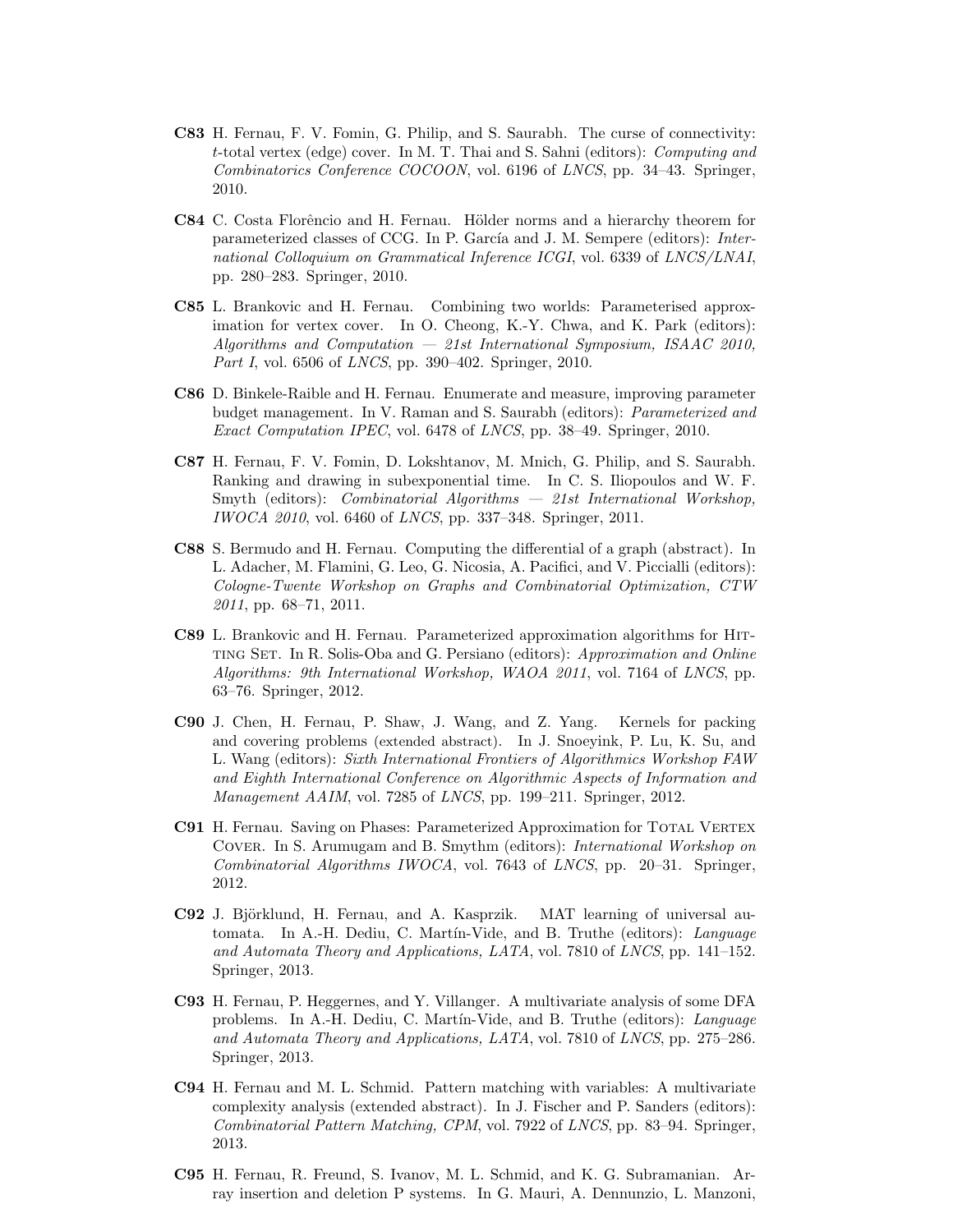**C83** H. Fernau, F. V. Fomin, G. Philip, and S. Saurabh. The curse of connectivity: $t$-total vertex (edge) cover. In M. T. Thai and S. Sahni (editors): *Computing and Combinatorics Conference COCOON*, vol. 6196 of *LNCS*, pp. 34–43. Springer, 2010.

**C84** C. Costa Florêncio and H. Fernau. Hölder norms and a hierarchy theorem for parameterized classes of CCG. In P. García and J. M. Sempere (editors): *International Colloquium on Grammatical Inference ICGI*, vol. 6339 of *LNCS/LNAI*, pp. 280–283. Springer, 2010.

**C85** L. Brankovic and H. Fernau. Combining two worlds: Parameterised approximation for vertex cover. In O. Cheong, K.-Y. Chwa, and K. Park (editors): *Algorithms and Computation — 21st International Symposium, ISAAC 2010, Part I*, vol. 6506 of *LNCS*, pp. 390–402. Springer, 2010.

**C86** D. Binkele-Raible and H. Fernau. Enumerate and measure, improving parameter budget management. In V. Raman and S. Saurabh (editors): *Parameterized and Exact Computation IPEC*, vol. 6478 of *LNCS*, pp. 38–49. Springer, 2010.

**C87** H. Fernau, F. V. Fomin, D. Lokshtanov, M. Mnich, G. Philip, and S. Saurabh. Ranking and drawing in subexponential time. In C. S. Iliopoulos and W. F. Smyth (editors): *Combinatorial Algorithms — 21st International Workshop, IWOCA 2010*, vol. 6460 of *LNCS*, pp. 337–348. Springer, 2011.

**C88** S. Bermudo and H. Fernau. Computing the differential of a graph (abstract). In L. Adacher, M. Flamini, G. Leo, G. Nicosia, A. Pacifici, and V. Piccialli (editors): *Cologne-Twente Workshop on Graphs and Combinatorial Optimization, CTW 2011*, pp. 68–71, 2011.

**C89** L. Brankovic and H. Fernau. Parameterized approximation algorithms for Hitting Set. In R. Solis-Oba and G. Persiano (editors): *Approximation and Online Algorithms: 9th International Workshop, WAOA 2011*, vol. 7164 of *LNCS*, pp. 63–76. Springer, 2012.

**C90** J. Chen, H. Fernau, P. Shaw, J. Wang, and Z. Yang. Kernels for packing and covering problems (extended abstract). In J. Snoeyink, P. Lu, K. Su, and L. Wang (editors): *Sixth International Frontiers of Algorithmics Workshop FAW and Eighth International Conference on Algorithmic Aspects of Information and Management AAIM*, vol. 7285 of *LNCS*, pp. 199–211. Springer, 2012.

**C91** H. Fernau. Saving on Phases: Parameterized Approximation for Total Vertex Cover. In S. Arumugam and B. Smythm (editors): *International Workshop on Combinatorial Algorithms IWOCA*, vol. 7643 of *LNCS*, pp. 20–31. Springer, 2012.

**C92** J. Björklund, H. Fernau, and A. Kasprzik. MAT learning of universal automata. In A.-H. Dediu, C. Martín-Vide, and B. Truthe (editors): *Language and Automata Theory and Applications, LATA*, vol. 7810 of *LNCS*, pp. 141–152. Springer, 2013.

**C93** H. Fernau, P. Heggernes, and Y. Villanger. A multivariate analysis of some DFA problems. In A.-H. Dediu, C. Martín-Vide, and B. Truthe (editors): *Language and Automata Theory and Applications, LATA*, vol. 7810 of *LNCS*, pp. 275–286. Springer, 2013.

**C94** H. Fernau and M. L. Schmid. Pattern matching with variables: A multivariate complexity analysis (extended abstract). In J. Fischer and P. Sanders (editors): *Combinatorial Pattern Matching, CPM*, vol. 7922 of *LNCS*, pp. 83–94. Springer, 2013.

**C95** H. Fernau, R. Freund, S. Ivanov, M. L. Schmid, and K. G. Subramanian. Array insertion and deletion P systems. In G. Mauri, A. Dennunzio, L. Manzoni,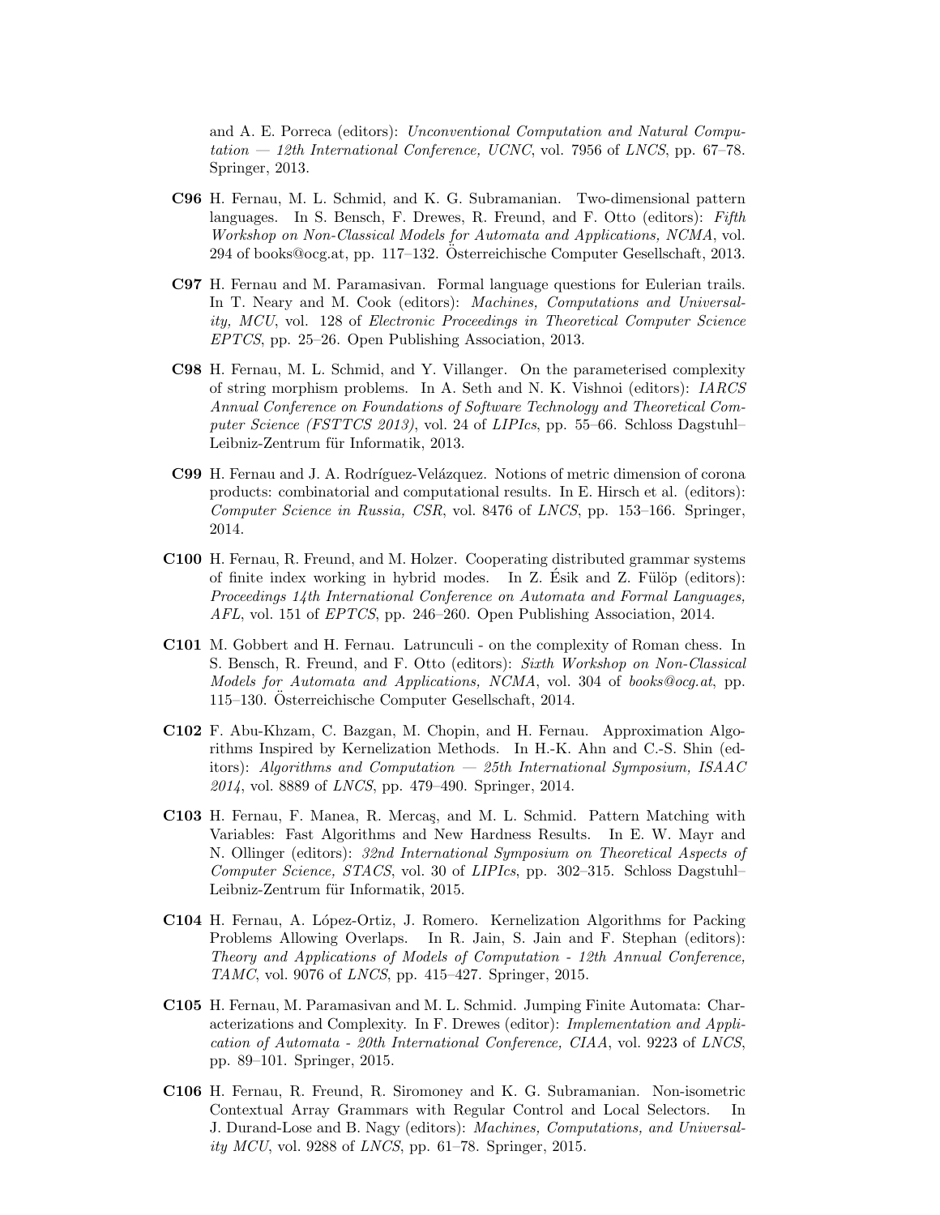and A. E. Porreca (editors): *Unconventional Computation and Natural Computation — 12th International Conference, UCNC*, vol. 7956 of *LNCS*, pp. 67–78. Springer, 2013.

**C96** H. Fernau, M. L. Schmid, and K. G. Subramanian. Two-dimensional pattern languages. In S. Bensch, F. Drewes, R. Freund, and F. Otto (editors): *Fifth Workshop on Non-Classical Models for Automata and Applications, NCMA*, vol. 294 of books@ocg.at, pp. 117–132. Österreichische Computer Gesellschaft, 2013.

**C97** H. Fernau and M. Paramasivan. Formal language questions for Eulerian trails. In T. Neary and M. Cook (editors): *Machines, Computations and Universality, MCU*, vol. 128 of *Electronic Proceedings in Theoretical Computer Science EPTCS*, pp. 25–26. Open Publishing Association, 2013.

**C98** H. Fernau, M. L. Schmid, and Y. Villanger. On the parameterised complexity of string morphism problems. In A. Seth and N. K. Vishnoi (editors): *IARCS Annual Conference on Foundations of Software Technology and Theoretical Computer Science (FSTTCS 2013)*, vol. 24 of *LIPIcs*, pp. 55–66. Schloss Dagstuhl–Leibniz-Zentrum für Informatik, 2013.

**C99** H. Fernau and J. A. Rodríguez-Velázquez. Notions of metric dimension of corona products: combinatorial and computational results. In E. Hirsch et al. (editors): *Computer Science in Russia, CSR*, vol. 8476 of *LNCS*, pp. 153–166. Springer, 2014.

**C100** H. Fernau, R. Freund, and M. Holzer. Cooperating distributed grammar systems of finite index working in hybrid modes. In Z. Ésik and Z. Fülöp (editors): *Proceedings 14th International Conference on Automata and Formal Languages, AFL*, vol. 151 of *EPTCS*, pp. 246–260. Open Publishing Association, 2014.

**C101** M. Gobbert and H. Fernau. Latrunculi - on the complexity of Roman chess. In S. Bensch, R. Freund, and F. Otto (editors): *Sixth Workshop on Non-Classical Models for Automata and Applications, NCMA*, vol. 304 of *books@ocg.at*, pp. 115–130. Österreichische Computer Gesellschaft, 2014.

**C102** F. Abu-Khzam, C. Bazgan, M. Chopin, and H. Fernau. Approximation Algorithms Inspired by Kernelization Methods. In H.-K. Ahn and C.-S. Shin (editors): *Algorithms and Computation — 25th International Symposium, ISAAC 2014*, vol. 8889 of *LNCS*, pp. 479–490. Springer, 2014.

**C103** H. Fernau, F. Manea, R. Mercaş, and M. L. Schmid. Pattern Matching with Variables: Fast Algorithms and New Hardness Results. In E. W. Mayr and N. Ollinger (editors): *32nd International Symposium on Theoretical Aspects of Computer Science, STACS*, vol. 30 of *LIPIcs*, pp. 302–315. Schloss Dagstuhl–Leibniz-Zentrum für Informatik, 2015.

**C104** H. Fernau, A. López-Ortiz, J. Romero. Kernelization Algorithms for Packing Problems Allowing Overlaps. In R. Jain, S. Jain and F. Stephan (editors): *Theory and Applications of Models of Computation - 12th Annual Conference, TAMC*, vol. 9076 of *LNCS*, pp. 415–427. Springer, 2015.

**C105** H. Fernau, M. Paramasivan and M. L. Schmid. Jumping Finite Automata: Characterizations and Complexity. In F. Drewes (editor): *Implementation and Application of Automata - 20th International Conference, CIAA*, vol. 9223 of *LNCS*, pp. 89–101. Springer, 2015.

**C106** H. Fernau, R. Freund, R. Siromoney and K. G. Subramanian. Non-isometric Contextual Array Grammars with Regular Control and Local Selectors. In J. Durand-Lose and B. Nagy (editors): *Machines, Computations, and Universality MCU*, vol. 9288 of *LNCS*, pp. 61–78. Springer, 2015.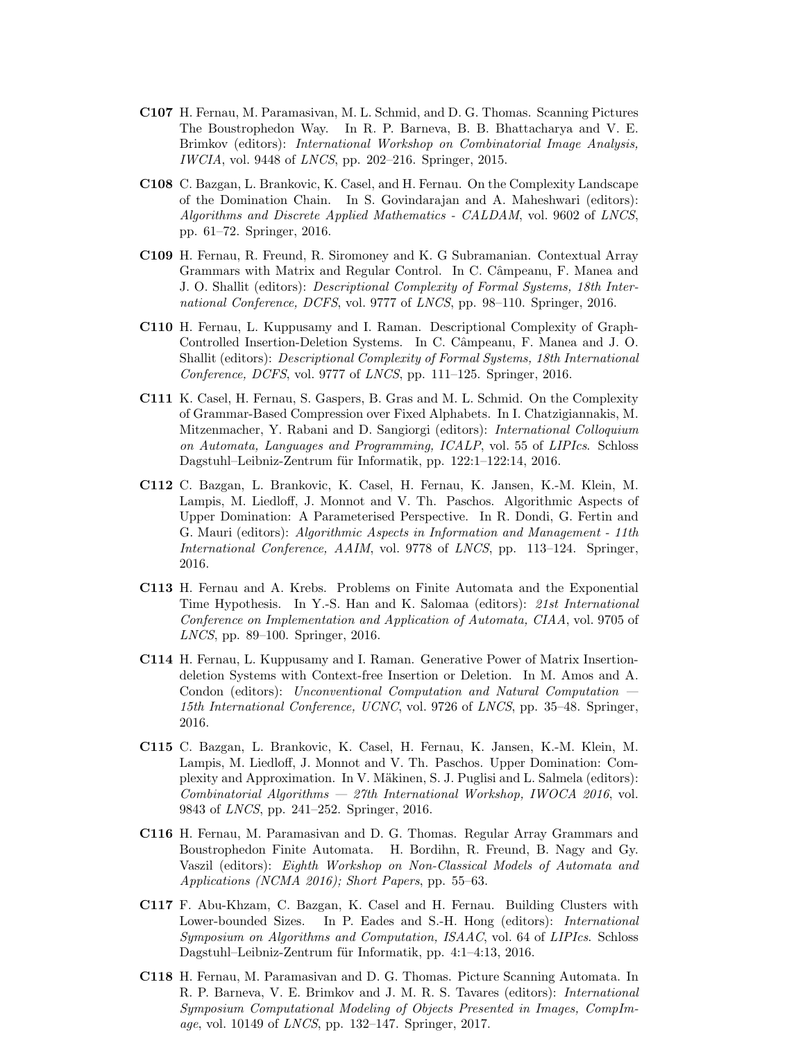**C107** H. Fernau, M. Paramasivan, M. L. Schmid, and D. G. Thomas. Scanning Pictures The Boustrophedon Way. In R. P. Barneva, B. B. Bhattacharya and V. E. Brimkov (editors): *International Workshop on Combinatorial Image Analysis, IWCIA*, vol. 9448 of *LNCS*, pp. 202–216. Springer, 2015.

**C108** C. Bazgan, L. Brankovic, K. Casel, and H. Fernau. On the Complexity Landscape of the Domination Chain. In S. Govindarajan and A. Maheshwari (editors): *Algorithms and Discrete Applied Mathematics - CALDAM*, vol. 9602 of *LNCS*, pp. 61–72. Springer, 2016.

**C109** H. Fernau, R. Freund, R. Siromoney and K. G Subramanian. Contextual Array Grammars with Matrix and Regular Control. In C. Câmpeanu, F. Manea and J. O. Shallit (editors): *Descriptional Complexity of Formal Systems, 18th International Conference, DCFS*, vol. 9777 of *LNCS*, pp. 98–110. Springer, 2016.

**C110** H. Fernau, L. Kuppusamy and I. Raman. Descriptional Complexity of Graph-Controlled Insertion-Deletion Systems. In C. Câmpeanu, F. Manea and J. O. Shallit (editors): *Descriptional Complexity of Formal Systems, 18th International Conference, DCFS*, vol. 9777 of *LNCS*, pp. 111–125. Springer, 2016.

**C111** K. Casel, H. Fernau, S. Gaspers, B. Gras and M. L. Schmid. On the Complexity of Grammar-Based Compression over Fixed Alphabets. In I. Chatzigiannakis, M. Mitzenmacher, Y. Rabani and D. Sangiorgi (editors): *International Colloquium on Automata, Languages and Programming, ICALP*, vol. 55 of *LIPIcs*. Schloss Dagstuhl–Leibniz-Zentrum für Informatik, pp. 122:1–122:14, 2016.

**C112** C. Bazgan, L. Brankovic, K. Casel, H. Fernau, K. Jansen, K.-M. Klein, M. Lampis, M. Liedloff, J. Monnot and V. Th. Paschos. Algorithmic Aspects of Upper Domination: A Parameterised Perspective. In R. Dondi, G. Fertin and G. Mauri (editors): *Algorithmic Aspects in Information and Management - 11th International Conference, AAIM*, vol. 9778 of *LNCS*, pp. 113–124. Springer, 2016.

**C113** H. Fernau and A. Krebs. Problems on Finite Automata and the Exponential Time Hypothesis. In Y.-S. Han and K. Salomaa (editors): *21st International Conference on Implementation and Application of Automata, CIAA*, vol. 9705 of *LNCS*, pp. 89–100. Springer, 2016.

**C114** H. Fernau, L. Kuppusamy and I. Raman. Generative Power of Matrix Insertion-deletion Systems with Context-free Insertion or Deletion. In M. Amos and A. Condon (editors): *Unconventional Computation and Natural Computation — 15th International Conference, UCNC*, vol. 9726 of *LNCS*, pp. 35–48. Springer, 2016.

**C115** C. Bazgan, L. Brankovic, K. Casel, H. Fernau, K. Jansen, K.-M. Klein, M. Lampis, M. Liedloff, J. Monnot and V. Th. Paschos. Upper Domination: Complexity and Approximation. In V. Mäkinen, S. J. Puglisi and L. Salmela (editors): *Combinatorial Algorithms — 27th International Workshop, IWOCA 2016*, vol. 9843 of *LNCS*, pp. 241–252. Springer, 2016.

**C116** H. Fernau, M. Paramasivan and D. G. Thomas. Regular Array Grammars and Boustrophedon Finite Automata. H. Bordihn, R. Freund, B. Nagy and Gy. Vaszil (editors): *Eighth Workshop on Non-Classical Models of Automata and Applications (NCMA 2016); Short Papers*, pp. 55–63.

**C117** F. Abu-Khzam, C. Bazgan, K. Casel and H. Fernau. Building Clusters with Lower-bounded Sizes. In P. Eades and S.-H. Hong (editors): *International Symposium on Algorithms and Computation, ISAAC*, vol. 64 of *LIPIcs*. Schloss Dagstuhl–Leibniz-Zentrum für Informatik, pp. 4:1–4:13, 2016.

**C118** H. Fernau, M. Paramasivan and D. G. Thomas. Picture Scanning Automata. In R. P. Barneva, V. E. Brimkov and J. M. R. S. Tavares (editors): *International Symposium Computational Modeling of Objects Presented in Images, CompImage*, vol. 10149 of *LNCS*, pp. 132–147. Springer, 2017.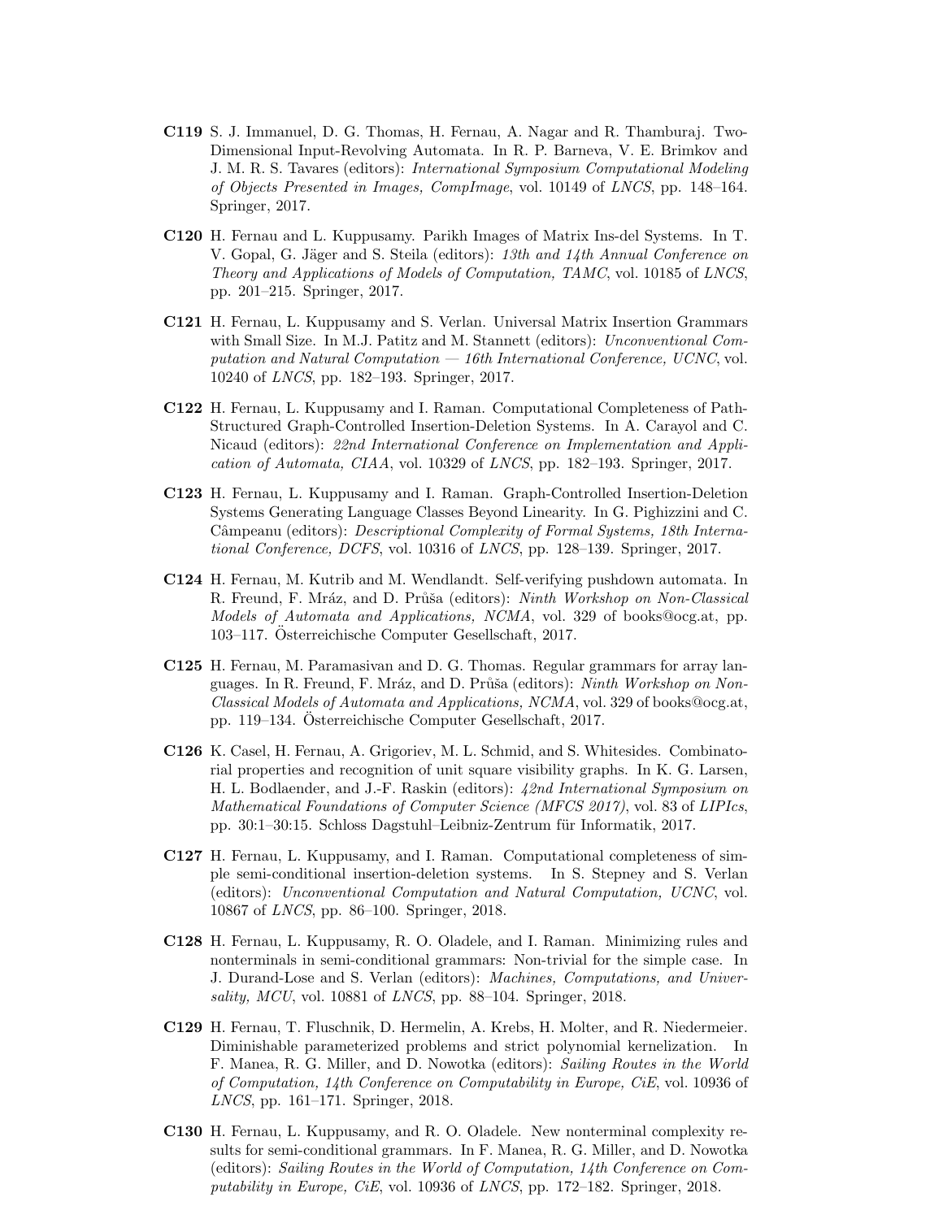**C119** S. J. Immanuel, D. G. Thomas, H. Fernau, A. Nagar and R. Thamburaj. Two-Dimensional Input-Revolving Automata. In R. P. Barneva, V. E. Brimkov and J. M. R. S. Tavares (editors): *International Symposium Computational Modeling of Objects Presented in Images, CompImage*, vol. 10149 of *LNCS*, pp. 148–164. Springer, 2017.

**C120** H. Fernau and L. Kuppusamy. Parikh Images of Matrix Ins-del Systems. In T. V. Gopal, G. Jäger and S. Steila (editors): *13th and 14th Annual Conference on Theory and Applications of Models of Computation, TAMC*, vol. 10185 of *LNCS*, pp. 201–215. Springer, 2017.

**C121** H. Fernau, L. Kuppusamy and S. Verlan. Universal Matrix Insertion Grammars with Small Size. In M.J. Patitz and M. Stannett (editors): *Unconventional Computation and Natural Computation — 16th International Conference, UCNC*, vol. 10240 of *LNCS*, pp. 182–193. Springer, 2017.

**C122** H. Fernau, L. Kuppusamy and I. Raman. Computational Completeness of Path-Structured Graph-Controlled Insertion-Deletion Systems. In A. Carayol and C. Nicaud (editors): *22nd International Conference on Implementation and Application of Automata, CIAA*, vol. 10329 of *LNCS*, pp. 182–193. Springer, 2017.

**C123** H. Fernau, L. Kuppusamy and I. Raman. Graph-Controlled Insertion-Deletion Systems Generating Language Classes Beyond Linearity. In G. Pighizzini and C. Câmpeanu (editors): *Descriptional Complexity of Formal Systems, 18th International Conference, DCFS*, vol. 10316 of *LNCS*, pp. 128–139. Springer, 2017.

**C124** H. Fernau, M. Kutrib and M. Wendlandt. Self-verifying pushdown automata. In R. Freund, F. Mráz, and D. Průša (editors): *Ninth Workshop on Non-Classical Models of Automata and Applications, NCMA*, vol. 329 of books@ocg.at, pp. 103–117. Österreichische Computer Gesellschaft, 2017.

**C125** H. Fernau, M. Paramasivan and D. G. Thomas. Regular grammars for array languages. In R. Freund, F. Mráz, and D. Průša (editors): *Ninth Workshop on Non-Classical Models of Automata and Applications, NCMA*, vol. 329 of books@ocg.at, pp. 119–134. Österreichische Computer Gesellschaft, 2017.

**C126** K. Casel, H. Fernau, A. Grigoriev, M. L. Schmid, and S. Whitesides. Combinatorial properties and recognition of unit square visibility graphs. In K. G. Larsen, H. L. Bodlaender, and J.-F. Raskin (editors): *42nd International Symposium on Mathematical Foundations of Computer Science (MFCS 2017)*, vol. 83 of *LIPIcs*, pp. 30:1–30:15. Schloss Dagstuhl–Leibniz-Zentrum für Informatik, 2017.

**C127** H. Fernau, L. Kuppusamy, and I. Raman. Computational completeness of simple semi-conditional insertion-deletion systems. In S. Stepney and S. Verlan (editors): *Unconventional Computation and Natural Computation, UCNC*, vol. 10867 of *LNCS*, pp. 86–100. Springer, 2018.

**C128** H. Fernau, L. Kuppusamy, R. O. Oladele, and I. Raman. Minimizing rules and nonterminals in semi-conditional grammars: Non-trivial for the simple case. In J. Durand-Lose and S. Verlan (editors): *Machines, Computations, and Universality, MCU*, vol. 10881 of *LNCS*, pp. 88–104. Springer, 2018.

**C129** H. Fernau, T. Fluschnik, D. Hermelin, A. Krebs, H. Molter, and R. Niedermeier. Diminishable parameterized problems and strict polynomial kernelization. In F. Manea, R. G. Miller, and D. Nowotka (editors): *Sailing Routes in the World of Computation, 14th Conference on Computability in Europe, CiE*, vol. 10936 of *LNCS*, pp. 161–171. Springer, 2018.

**C130** H. Fernau, L. Kuppusamy, and R. O. Oladele. New nonterminal complexity results for semi-conditional grammars. In F. Manea, R. G. Miller, and D. Nowotka (editors): *Sailing Routes in the World of Computation, 14th Conference on Computability in Europe, CiE*, vol. 10936 of *LNCS*, pp. 172–182. Springer, 2018.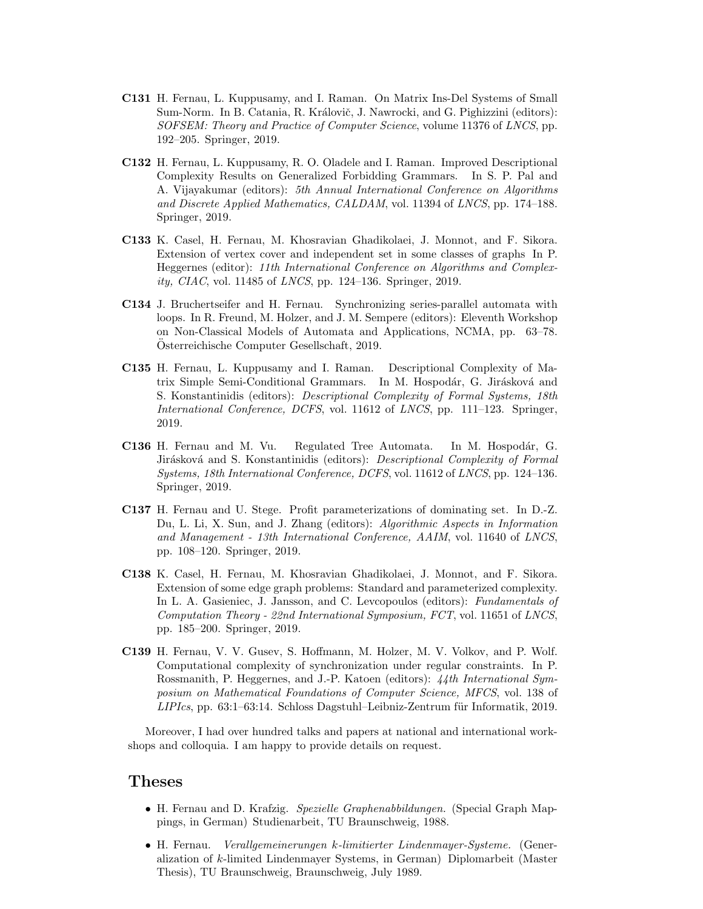**C131** H. Fernau, L. Kuppusamy, and I. Raman. On Matrix Ins-Del Systems of Small Sum-Norm. In B. Catania, R. Královič, J. Nawrocki, and G. Pighizzini (editors): *SOFSEM: Theory and Practice of Computer Science*, volume 11376 of *LNCS*, pp. 192–205. Springer, 2019.

**C132** H. Fernau, L. Kuppusamy, R. O. Oladele and I. Raman. Improved Descriptional Complexity Results on Generalized Forbidding Grammars. In S. P. Pal and A. Vijayakumar (editors): *5th Annual International Conference on Algorithms and Discrete Applied Mathematics, CALDAM*, vol. 11394 of *LNCS*, pp. 174–188. Springer, 2019.

**C133** K. Casel, H. Fernau, M. Khosravian Ghadikolaei, J. Monnot, and F. Sikora. Extension of vertex cover and independent set in some classes of graphs In P. Heggernes (editor): *11th International Conference on Algorithms and Complexity, CIAC*, vol. 11485 of *LNCS*, pp. 124–136. Springer, 2019.

**C134** J. Bruchertseifer and H. Fernau. Synchronizing series-parallel automata with loops. In R. Freund, M. Holzer, and J. M. Sempere (editors): Eleventh Workshop on Non-Classical Models of Automata and Applications, NCMA, pp. 63–78. Österreichische Computer Gesellschaft, 2019.

**C135** H. Fernau, L. Kuppusamy and I. Raman. Descriptional Complexity of Matrix Simple Semi-Conditional Grammars. In M. Hospodár, G. Jirásková and S. Konstantinidis (editors): *Descriptional Complexity of Formal Systems, 18th International Conference, DCFS*, vol. 11612 of *LNCS*, pp. 111–123. Springer, 2019.

**C136** H. Fernau and M. Vu. Regulated Tree Automata. In M. Hospodár, G. Jirásková and S. Konstantinidis (editors): *Descriptional Complexity of Formal Systems, 18th International Conference, DCFS*, vol. 11612 of *LNCS*, pp. 124–136. Springer, 2019.

**C137** H. Fernau and U. Stege. Profit parameterizations of dominating set. In D.-Z. Du, L. Li, X. Sun, and J. Zhang (editors): *Algorithmic Aspects in Information and Management - 13th International Conference, AAIM*, vol. 11640 of *LNCS*, pp. 108–120. Springer, 2019.

**C138** K. Casel, H. Fernau, M. Khosravian Ghadikolaei, J. Monnot, and F. Sikora. Extension of some edge graph problems: Standard and parameterized complexity. In L. A. Gasieniec, J. Jansson, and C. Levcopoulos (editors): *Fundamentals of Computation Theory - 22nd International Symposium, FCT*, vol. 11651 of *LNCS*, pp. 185–200. Springer, 2019.

**C139** H. Fernau, V. V. Gusev, S. Hoffmann, M. Holzer, M. V. Volkov, and P. Wolf. Computational complexity of synchronization under regular constraints. In P. Rossmanith, P. Heggernes, and J.-P. Katoen (editors): *44th International Symposium on Mathematical Foundations of Computer Science, MFCS*, vol. 138 of *LIPIcs*, pp. 63:1–63:14. Schloss Dagstuhl–Leibniz-Zentrum für Informatik, 2019.

Moreover, I had over hundred talks and papers at national and international workshops and colloquia. I am happy to provide details on request.

## Theses

- H. Fernau and D. Krafzig. *Spezielle Graphenabbildungen.* (Special Graph Mappings, in German) Studienarbeit, TU Braunschweig, 1988.
- H. Fernau. *Verallgemeinerungen k-limitierter Lindenmayer-Systeme.* (Generalization of $k$-limited Lindenmayer Systems, in German) Diplomarbeit (Master Thesis), TU Braunschweig, Braunschweig, July 1989.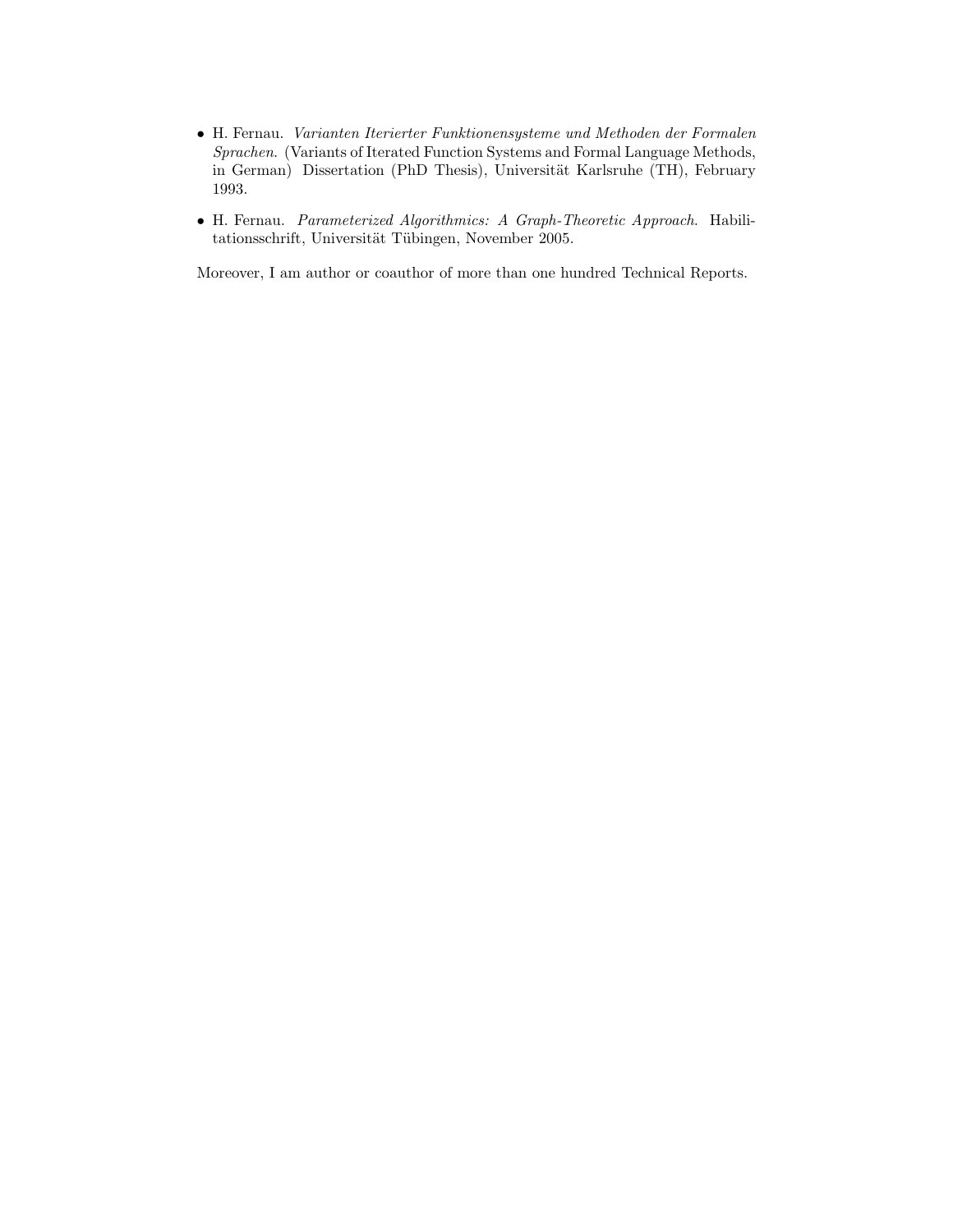- H. Fernau. *Varianten Iterierter Funktionensysteme und Methoden der Formalen Sprachen.* (Variants of Iterated Function Systems and Formal Language Methods, in German) Dissertation (PhD Thesis), Universität Karlsruhe (TH), February 1993.

- H. Fernau. *Parameterized Algorithmics: A Graph-Theoretic Approach.* Habilitationsschrift, Universität Tübingen, November 2005.

Moreover, I am author or coauthor of more than one hundred Technical Reports.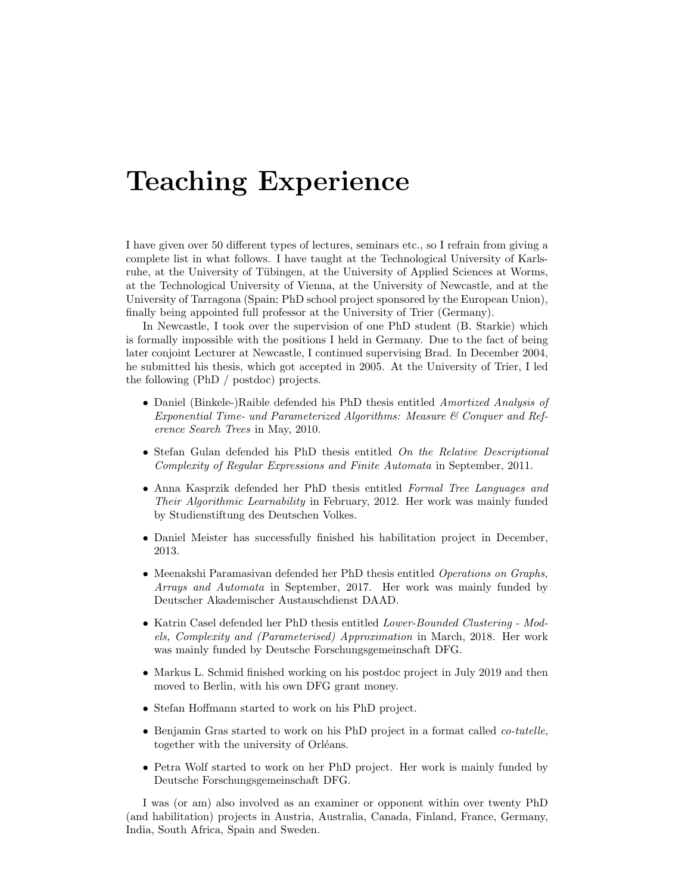# Teaching Experience

I have given over 50 different types of lectures, seminars etc., so I refrain from giving a complete list in what follows. I have taught at the Technological University of Karlsruhe, at the University of Tübingen, at the University of Applied Sciences at Worms, at the Technological University of Vienna, at the University of Newcastle, and at the University of Tarragona (Spain; PhD school project sponsored by the European Union), finally being appointed full professor at the University of Trier (Germany).

In Newcastle, I took over the supervision of one PhD student (B. Starkie) which is formally impossible with the positions I held in Germany. Due to the fact of being later conjoint Lecturer at Newcastle, I continued supervising Brad. In December 2004, he submitted his thesis, which got accepted in 2005. At the University of Trier, I led the following (PhD / postdoc) projects.

- Daniel (Binkele-)Raible defended his PhD thesis entitled *Amortized Analysis of Exponential Time- und Parameterized Algorithms: Measure & Conquer and Reference Search Trees* in May, 2010.
- Stefan Gulan defended his PhD thesis entitled *On the Relative Descriptional Complexity of Regular Expressions and Finite Automata* in September, 2011.
- Anna Kasprzik defended her PhD thesis entitled *Formal Tree Languages and Their Algorithmic Learnability* in February, 2012. Her work was mainly funded by Studienstiftung des Deutschen Volkes.
- Daniel Meister has successfully finished his habilitation project in December, 2013.
- Meenakshi Paramasivan defended her PhD thesis entitled *Operations on Graphs, Arrays and Automata* in September, 2017. Her work was mainly funded by Deutscher Akademischer Austauschdienst DAAD.
- Katrin Casel defended her PhD thesis entitled *Lower-Bounded Clustering - Models, Complexity and (Parameterised) Approximation* in March, 2018. Her work was mainly funded by Deutsche Forschungsgemeinschaft DFG.
- Markus L. Schmid finished working on his postdoc project in July 2019 and then moved to Berlin, with his own DFG grant money.
- Stefan Hoffmann started to work on his PhD project.
- Benjamin Gras started to work on his PhD project in a format called *co-tutelle*, together with the university of Orléans.
- Petra Wolf started to work on her PhD project. Her work is mainly funded by Deutsche Forschungsgemeinschaft DFG.

I was (or am) also involved as an examiner or opponent within over twenty PhD (and habilitation) projects in Austria, Australia, Canada, Finland, France, Germany, India, South Africa, Spain and Sweden.